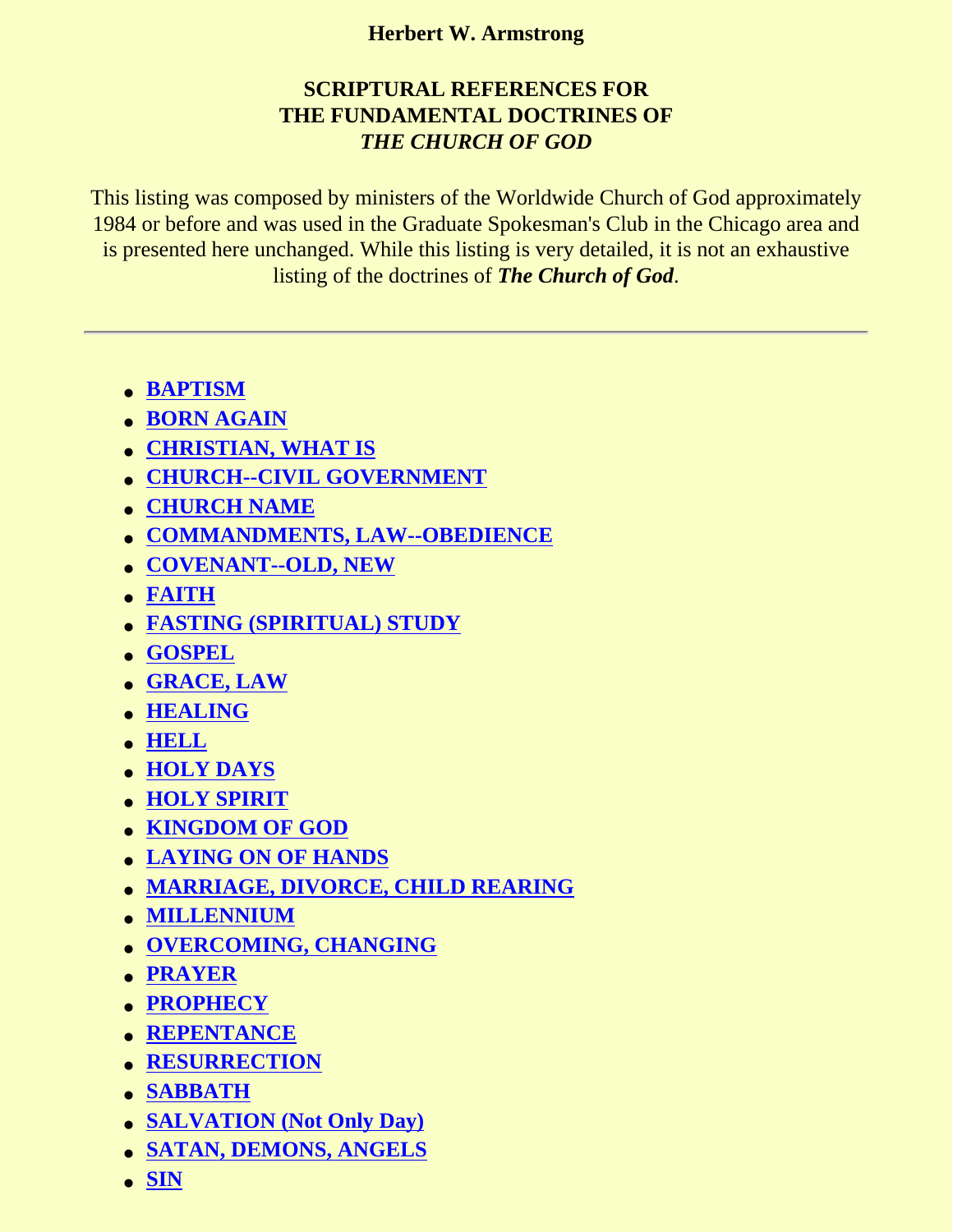**Herbert W. Armstrong**

# SCRIPTURAL REFERENCES FOR THE FUNDAMENTAL DOCTRINES OF *THE CHURCH OF GOD*

This listing was composed by ministers of the Worldwide Church of God approximately 1984 or before and was used in the Graduate Spokesman's Club in the Chicago area and is presented here unchanged. While this listing is very detailed, it is not an exhaustive listing of the doctrines of ***The Church of God***.

---

- **BAPTISM**
- **BORN AGAIN**
- **CHRISTIAN, WHAT IS**
- **CHURCH--CIVIL GOVERNMENT**
- **CHURCH NAME**
- **COMMANDMENTS, LAW--OBEDIENCE**
- **COVENANT--OLD, NEW**
- **FAITH**
- **FASTING (SPIRITUAL) STUDY**
- **GOSPEL**
- **GRACE, LAW**
- **HEALING**
- **HELL**
- **HOLY DAYS**
- **HOLY SPIRIT**
- **KINGDOM OF GOD**
- **LAYING ON OF HANDS**
- **MARRIAGE, DIVORCE, CHILD REARING**
- **MILLENNIUM**
- **OVERCOMING, CHANGING**
- **PRAYER**
- **PROPHECY**
- **REPENTANCE**
- **RESURRECTION**
- **SABBATH**
- **SALVATION (Not Only Day)**
- **SATAN, DEMONS, ANGELS**
- **SIN**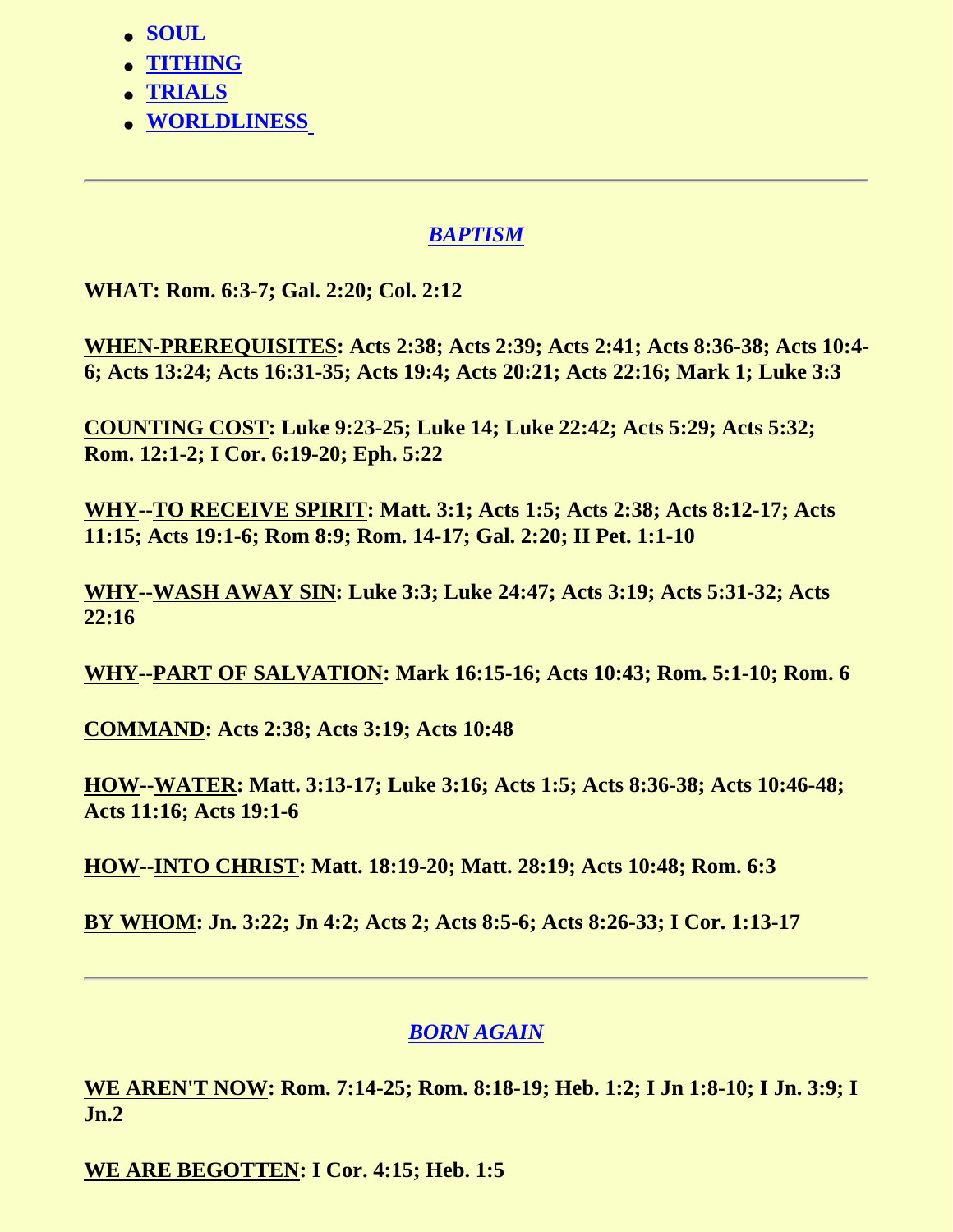- **SOUL**
- **TITHING**
- **TRIALS**
- **WORLDLINESS**

---

## *BAPTISM*

**WHAT: Rom. 6:3-7; Gal. 2:20; Col. 2:12**

**WHEN-PREREQUISITES: Acts 2:38; Acts 2:39; Acts 2:41; Acts 8:36-38; Acts 10:4-6; Acts 13:24; Acts 16:31-35; Acts 19:4; Acts 20:21; Acts 22:16; Mark 1; Luke 3:3**

**COUNTING COST: Luke 9:23-25; Luke 14; Luke 22:42; Acts 5:29; Acts 5:32; Rom. 12:1-2; I Cor. 6:19-20; Eph. 5:22**

**WHY--TO RECEIVE SPIRIT: Matt. 3:1; Acts 1:5; Acts 2:38; Acts 8:12-17; Acts 11:15; Acts 19:1-6; Rom 8:9; Rom. 14-17; Gal. 2:20; II Pet. 1:1-10**

**WHY--WASH AWAY SIN: Luke 3:3; Luke 24:47; Acts 3:19; Acts 5:31-32; Acts 22:16**

**WHY--PART OF SALVATION: Mark 16:15-16; Acts 10:43; Rom. 5:1-10; Rom. 6**

**COMMAND: Acts 2:38; Acts 3:19; Acts 10:48**

**HOW--WATER: Matt. 3:13-17; Luke 3:16; Acts 1:5; Acts 8:36-38; Acts 10:46-48; Acts 11:16; Acts 19:1-6**

**HOW--INTO CHRIST: Matt. 18:19-20; Matt. 28:19; Acts 10:48; Rom. 6:3**

**BY WHOM: Jn. 3:22; Jn 4:2; Acts 2; Acts 8:5-6; Acts 8:26-33; I Cor. 1:13-17**

---

## *BORN AGAIN*

**WE AREN'T NOW: Rom. 7:14-25; Rom. 8:18-19; Heb. 1:2; I Jn 1:8-10; I Jn. 3:9; I Jn.2**

**WE ARE BEGOTTEN: I Cor. 4:15; Heb. 1:5**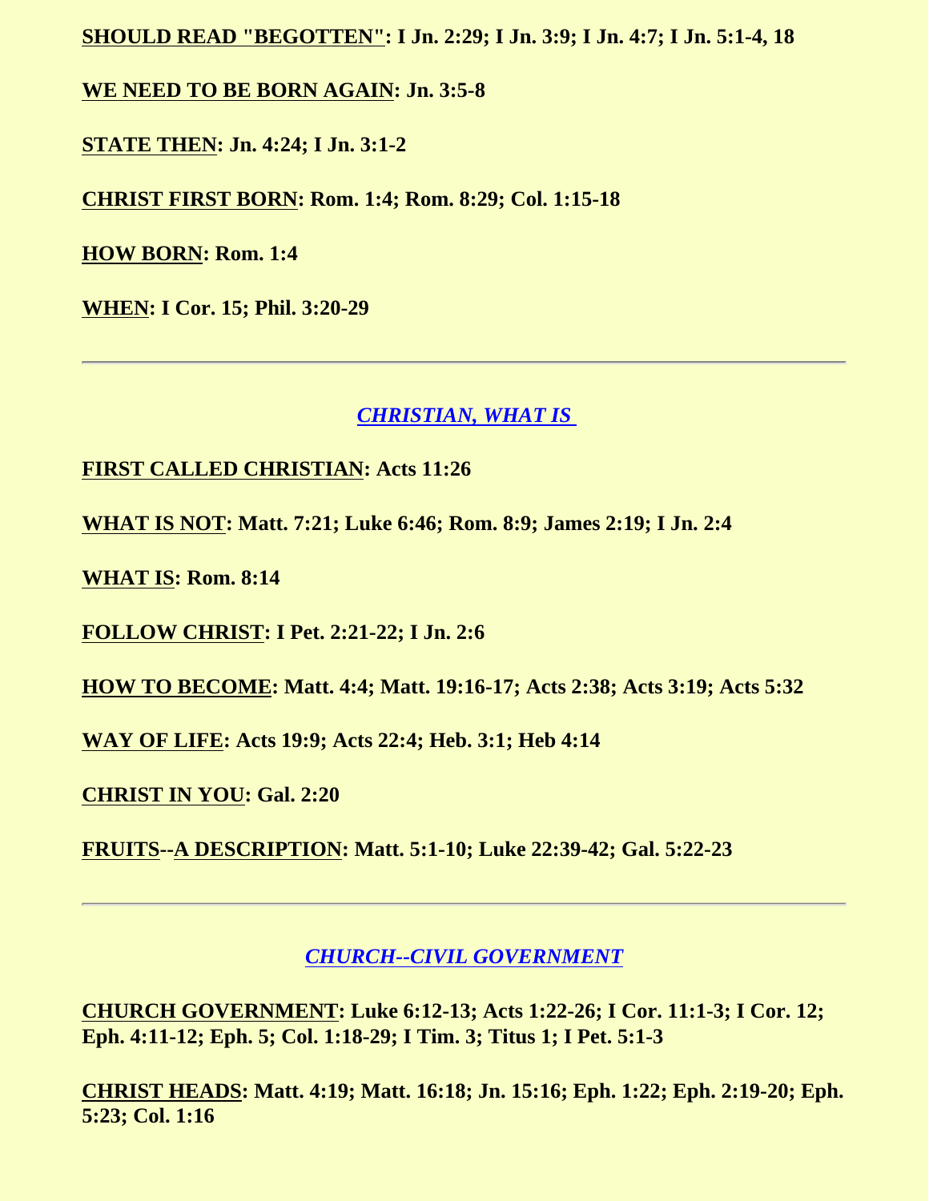**<u>SHOULD READ "BEGOTTEN"</u>: I Jn. 2:29; I Jn. 3:9; I Jn. 4:7; I Jn. 5:1-4, 18**

**<u>WE NEED TO BE BORN AGAIN</u>: Jn. 3:5-8**

**<u>STATE THEN</u>: Jn. 4:24; I Jn. 3:1-2**

**<u>CHRIST FIRST BORN</u>: Rom. 1:4; Rom. 8:29; Col. 1:15-18**

**<u>HOW BORN</u>: Rom. 1:4**

**<u>WHEN</u>: I Cor. 15; Phil. 3:20-29**

---

## *CHRISTIAN, WHAT IS*

**<u>FIRST CALLED CHRISTIAN</u>: Acts 11:26**

**<u>WHAT IS NOT</u>: Matt. 7:21; Luke 6:46; Rom. 8:9; James 2:19; I Jn. 2:4**

**<u>WHAT IS</u>: Rom. 8:14**

**<u>FOLLOW CHRIST</u>: I Pet. 2:21-22; I Jn. 2:6**

**<u>HOW TO BECOME</u>: Matt. 4:4; Matt. 19:16-17; Acts 2:38; Acts 3:19; Acts 5:32**

**<u>WAY OF LIFE</u>: Acts 19:9; Acts 22:4; Heb. 3:1; Heb 4:14**

**<u>CHRIST IN YOU</u>: Gal. 2:20**

**<u>FRUITS</u>--<u>A DESCRIPTION</u>: Matt. 5:1-10; Luke 22:39-42; Gal. 5:22-23**

---

## *CHURCH--CIVIL GOVERNMENT*

**<u>CHURCH GOVERNMENT</u>: Luke 6:12-13; Acts 1:22-26; I Cor. 11:1-3; I Cor. 12; Eph. 4:11-12; Eph. 5; Col. 1:18-29; I Tim. 3; Titus 1; I Pet. 5:1-3**

**<u>CHRIST HEADS</u>: Matt. 4:19; Matt. 16:18; Jn. 15:16; Eph. 1:22; Eph. 2:19-20; Eph. 5:23; Col. 1:16**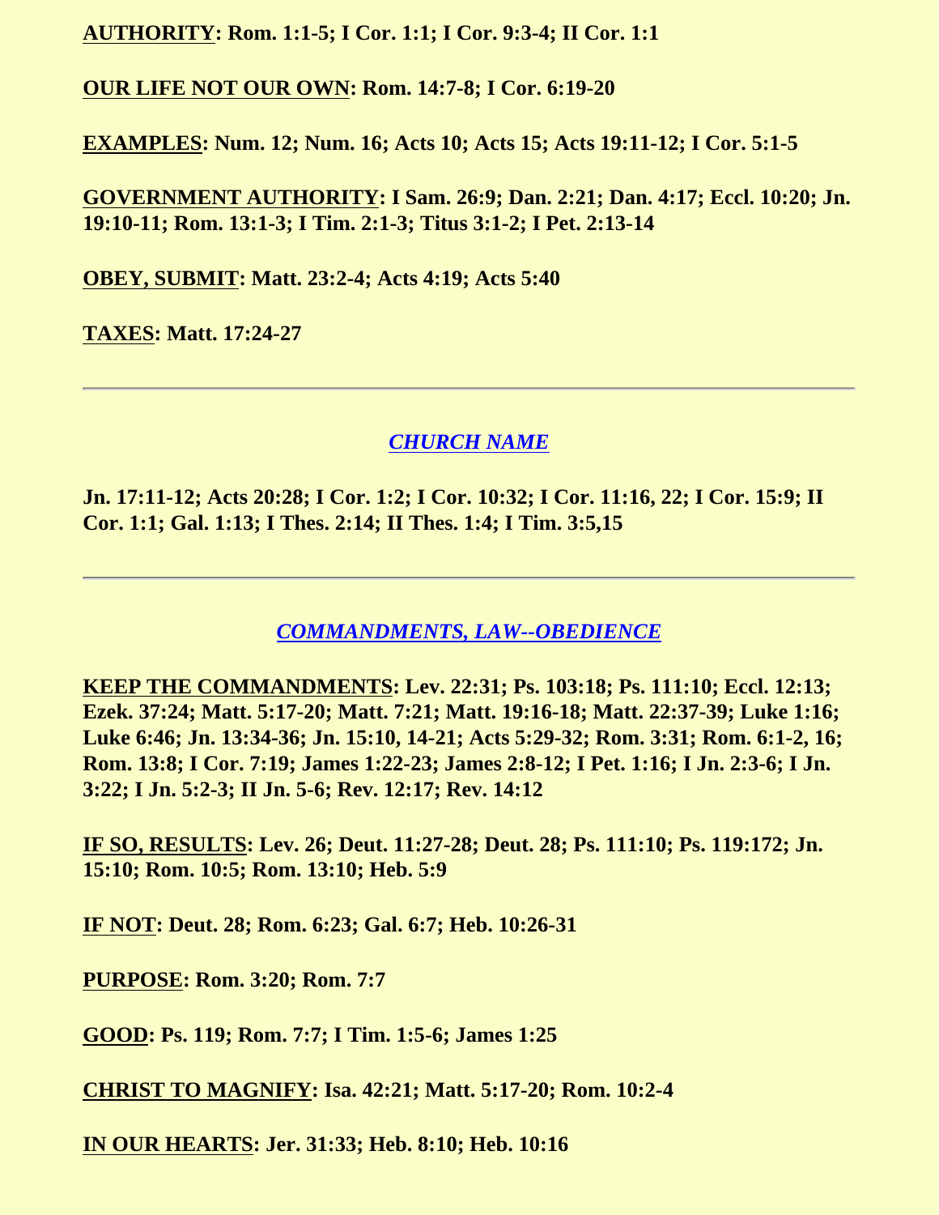**AUTHORITY: Rom. 1:1-5; I Cor. 1:1; I Cor. 9:3-4; II Cor. 1:1**

**OUR LIFE NOT OUR OWN: Rom. 14:7-8; I Cor. 6:19-20**

**EXAMPLES: Num. 12; Num. 16; Acts 10; Acts 15; Acts 19:11-12; I Cor. 5:1-5**

**GOVERNMENT AUTHORITY: I Sam. 26:9; Dan. 2:21; Dan. 4:17; Eccl. 10:20; Jn. 19:10-11; Rom. 13:1-3; I Tim. 2:1-3; Titus 3:1-2; I Pet. 2:13-14**

**OBEY, SUBMIT: Matt. 23:2-4; Acts 4:19; Acts 5:40**

**TAXES: Matt. 17:24-27**

---

## *CHURCH NAME*

**Jn. 17:11-12; Acts 20:28; I Cor. 1:2; I Cor. 10:32; I Cor. 11:16, 22; I Cor. 15:9; II Cor. 1:1; Gal. 1:13; I Thes. 2:14; II Thes. 1:4; I Tim. 3:5,15**

---

## *COMMANDMENTS, LAW--OBEDIENCE*

**KEEP THE COMMANDMENTS: Lev. 22:31; Ps. 103:18; Ps. 111:10; Eccl. 12:13; Ezek. 37:24; Matt. 5:17-20; Matt. 7:21; Matt. 19:16-18; Matt. 22:37-39; Luke 1:16; Luke 6:46; Jn. 13:34-36; Jn. 15:10, 14-21; Acts 5:29-32; Rom. 3:31; Rom. 6:1-2, 16; Rom. 13:8; I Cor. 7:19; James 1:22-23; James 2:8-12; I Pet. 1:16; I Jn. 2:3-6; I Jn. 3:22; I Jn. 5:2-3; II Jn. 5-6; Rev. 12:17; Rev. 14:12**

**IF SO, RESULTS: Lev. 26; Deut. 11:27-28; Deut. 28; Ps. 111:10; Ps. 119:172; Jn. 15:10; Rom. 10:5; Rom. 13:10; Heb. 5:9**

**IF NOT: Deut. 28; Rom. 6:23; Gal. 6:7; Heb. 10:26-31**

**PURPOSE: Rom. 3:20; Rom. 7:7**

**GOOD: Ps. 119; Rom. 7:7; I Tim. 1:5-6; James 1:25**

**CHRIST TO MAGNIFY: Isa. 42:21; Matt. 5:17-20; Rom. 10:2-4**

**IN OUR HEARTS: Jer. 31:33; Heb. 8:10; Heb. 10:16**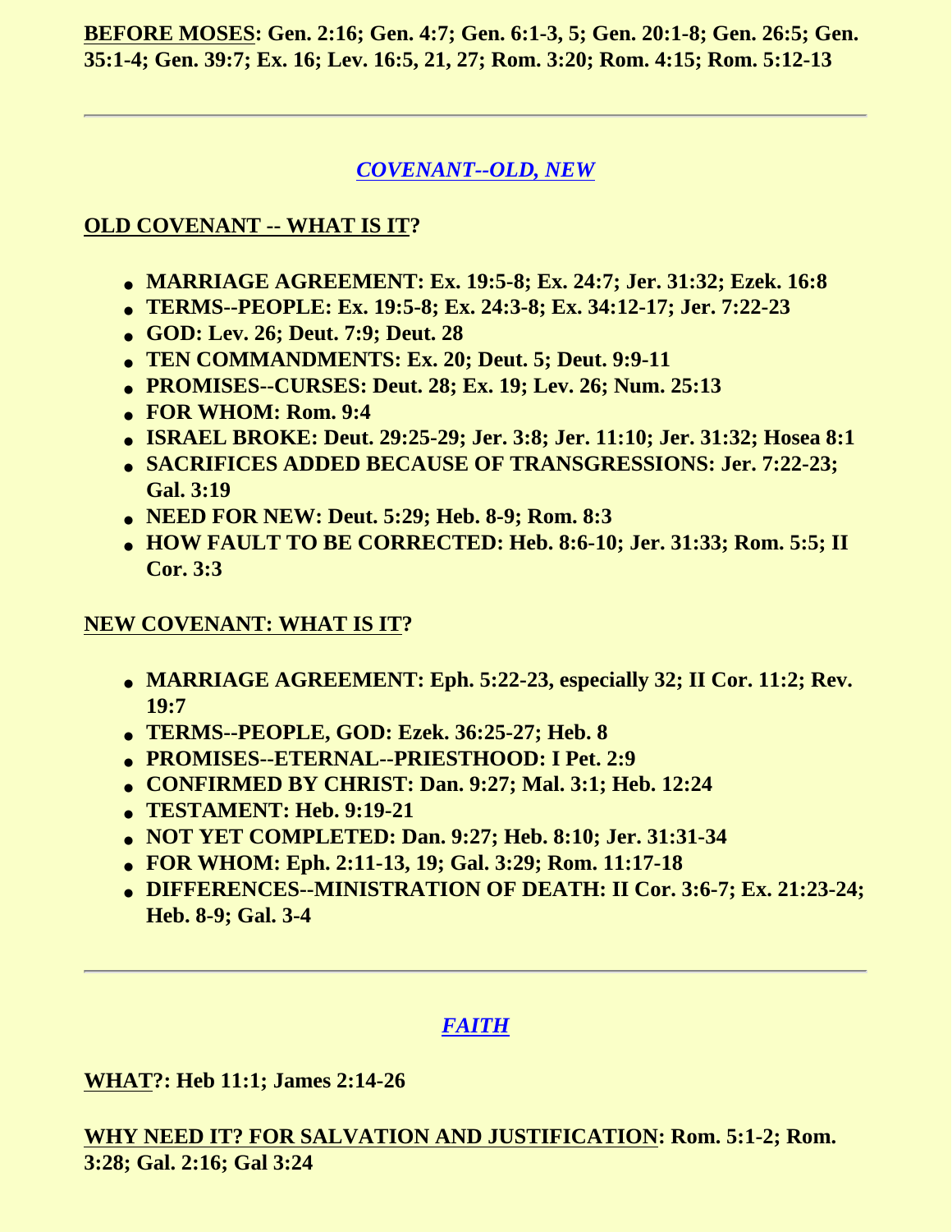**<u>BEFORE MOSES</u>: Gen. 2:16; Gen. 4:7; Gen. 6:1-3, 5; Gen. 20:1-8; Gen. 26:5; Gen. 35:1-4; Gen. 39:7; Ex. 16; Lev. 16:5, 21, 27; Rom. 3:20; Rom. 4:15; Rom. 5:12-13**

---

## *COVENANT--OLD, NEW*

**<u>OLD COVENANT -- WHAT IS IT</u>?**

- **MARRIAGE AGREEMENT: Ex. 19:5-8; Ex. 24:7; Jer. 31:32; Ezek. 16:8**
- **TERMS--PEOPLE: Ex. 19:5-8; Ex. 24:3-8; Ex. 34:12-17; Jer. 7:22-23**
- **GOD: Lev. 26; Deut. 7:9; Deut. 28**
- **TEN COMMANDMENTS: Ex. 20; Deut. 5; Deut. 9:9-11**
- **PROMISES--CURSES: Deut. 28; Ex. 19; Lev. 26; Num. 25:13**
- **FOR WHOM: Rom. 9:4**
- **ISRAEL BROKE: Deut. 29:25-29; Jer. 3:8; Jer. 11:10; Jer. 31:32; Hosea 8:1**
- **SACRIFICES ADDED BECAUSE OF TRANSGRESSIONS: Jer. 7:22-23; Gal. 3:19**
- **NEED FOR NEW: Deut. 5:29; Heb. 8-9; Rom. 8:3**
- **HOW FAULT TO BE CORRECTED: Heb. 8:6-10; Jer. 31:33; Rom. 5:5; II Cor. 3:3**

**<u>NEW COVENANT: WHAT IS IT</u>?**

- **MARRIAGE AGREEMENT: Eph. 5:22-23, especially 32; II Cor. 11:2; Rev. 19:7**
- **TERMS--PEOPLE, GOD: Ezek. 36:25-27; Heb. 8**
- **PROMISES--ETERNAL--PRIESTHOOD: I Pet. 2:9**
- **CONFIRMED BY CHRIST: Dan. 9:27; Mal. 3:1; Heb. 12:24**
- **TESTAMENT: Heb. 9:19-21**
- **NOT YET COMPLETED: Dan. 9:27; Heb. 8:10; Jer. 31:31-34**
- **FOR WHOM: Eph. 2:11-13, 19; Gal. 3:29; Rom. 11:17-18**
- **DIFFERENCES--MINISTRATION OF DEATH: II Cor. 3:6-7; Ex. 21:23-24; Heb. 8-9; Gal. 3-4**

---

## *FAITH*

**<u>WHAT</u>?: Heb 11:1; James 2:14-26**

**<u>WHY NEED IT? FOR SALVATION AND JUSTIFICATION</u>: Rom. 5:1-2; Rom. 3:28; Gal. 2:16; Gal 3:24**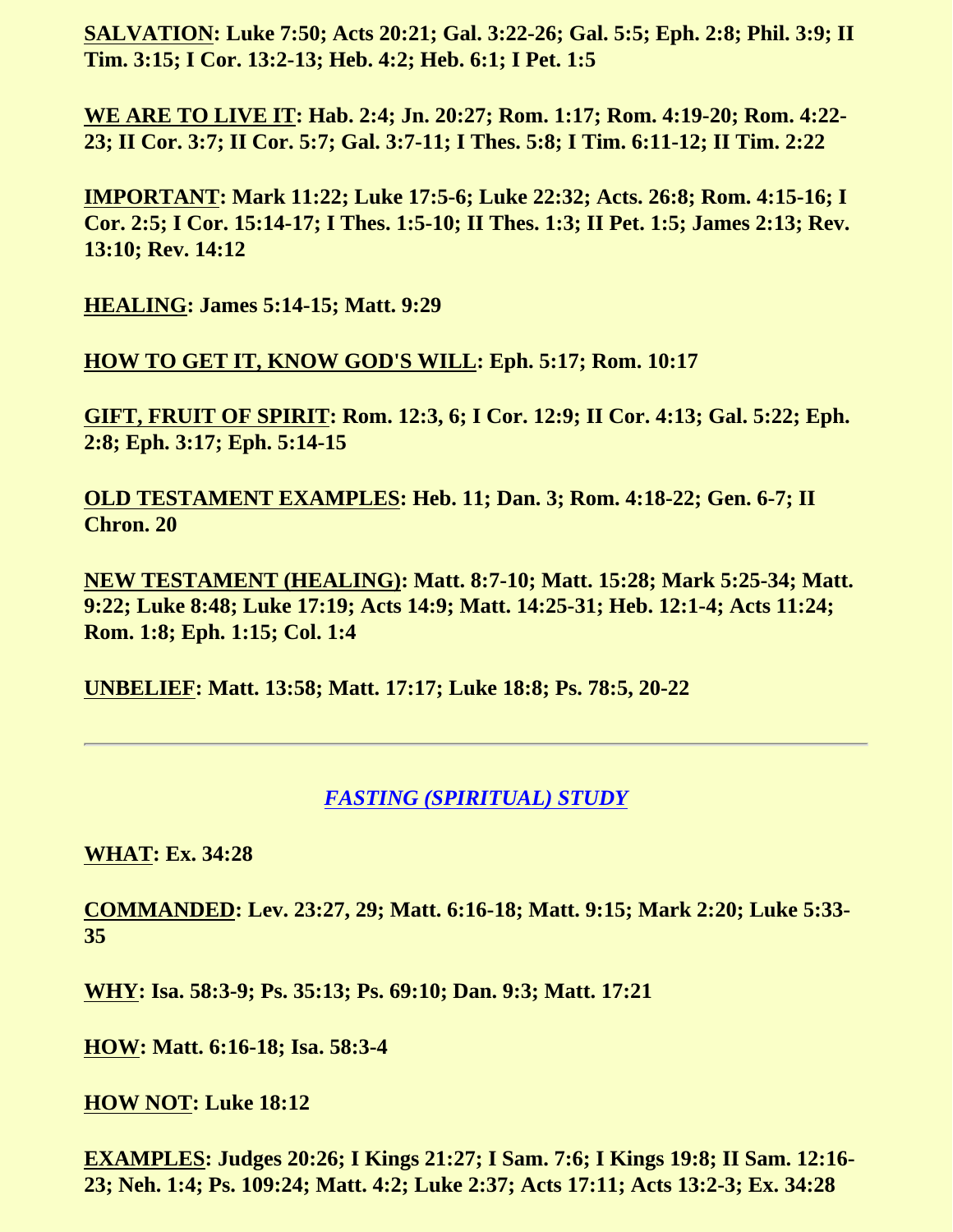**<u>SALVATION</u>: Luke 7:50; Acts 20:21; Gal. 3:22-26; Gal. 5:5; Eph. 2:8; Phil. 3:9; II Tim. 3:15; I Cor. 13:2-13; Heb. 4:2; Heb. 6:1; I Pet. 1:5**

**<u>WE ARE TO LIVE IT</u>: Hab. 2:4; Jn. 20:27; Rom. 1:17; Rom. 4:19-20; Rom. 4:22-23; II Cor. 3:7; II Cor. 5:7; Gal. 3:7-11; I Thes. 5:8; I Tim. 6:11-12; II Tim. 2:22**

**<u>IMPORTANT</u>: Mark 11:22; Luke 17:5-6; Luke 22:32; Acts. 26:8; Rom. 4:15-16; I Cor. 2:5; I Cor. 15:14-17; I Thes. 1:5-10; II Thes. 1:3; II Pet. 1:5; James 2:13; Rev. 13:10; Rev. 14:12**

**<u>HEALING</u>: James 5:14-15; Matt. 9:29**

**<u>HOW TO GET IT, KNOW GOD'S WILL</u>: Eph. 5:17; Rom. 10:17**

**<u>GIFT, FRUIT OF SPIRIT</u>: Rom. 12:3, 6; I Cor. 12:9; II Cor. 4:13; Gal. 5:22; Eph. 2:8; Eph. 3:17; Eph. 5:14-15**

**<u>OLD TESTAMENT EXAMPLES</u>: Heb. 11; Dan. 3; Rom. 4:18-22; Gen. 6-7; II Chron. 20**

**<u>NEW TESTAMENT (HEALING)</u>: Matt. 8:7-10; Matt. 15:28; Mark 5:25-34; Matt. 9:22; Luke 8:48; Luke 17:19; Acts 14:9; Matt. 14:25-31; Heb. 12:1-4; Acts 11:24; Rom. 1:8; Eph. 1:15; Col. 1:4**

**<u>UNBELIEF</u>: Matt. 13:58; Matt. 17:17; Luke 18:8; Ps. 78:5, 20-22**

---

## *FASTING (SPIRITUAL) STUDY*

**<u>WHAT</u>: Ex. 34:28**

**<u>COMMANDED</u>: Lev. 23:27, 29; Matt. 6:16-18; Matt. 9:15; Mark 2:20; Luke 5:33-35**

**<u>WHY</u>: Isa. 58:3-9; Ps. 35:13; Ps. 69:10; Dan. 9:3; Matt. 17:21**

**<u>HOW</u>: Matt. 6:16-18; Isa. 58:3-4**

**<u>HOW NOT</u>: Luke 18:12**

**<u>EXAMPLES</u>: Judges 20:26; I Kings 21:27; I Sam. 7:6; I Kings 19:8; II Sam. 12:16-23; Neh. 1:4; Ps. 109:24; Matt. 4:2; Luke 2:37; Acts 17:11; Acts 13:2-3; Ex. 34:28**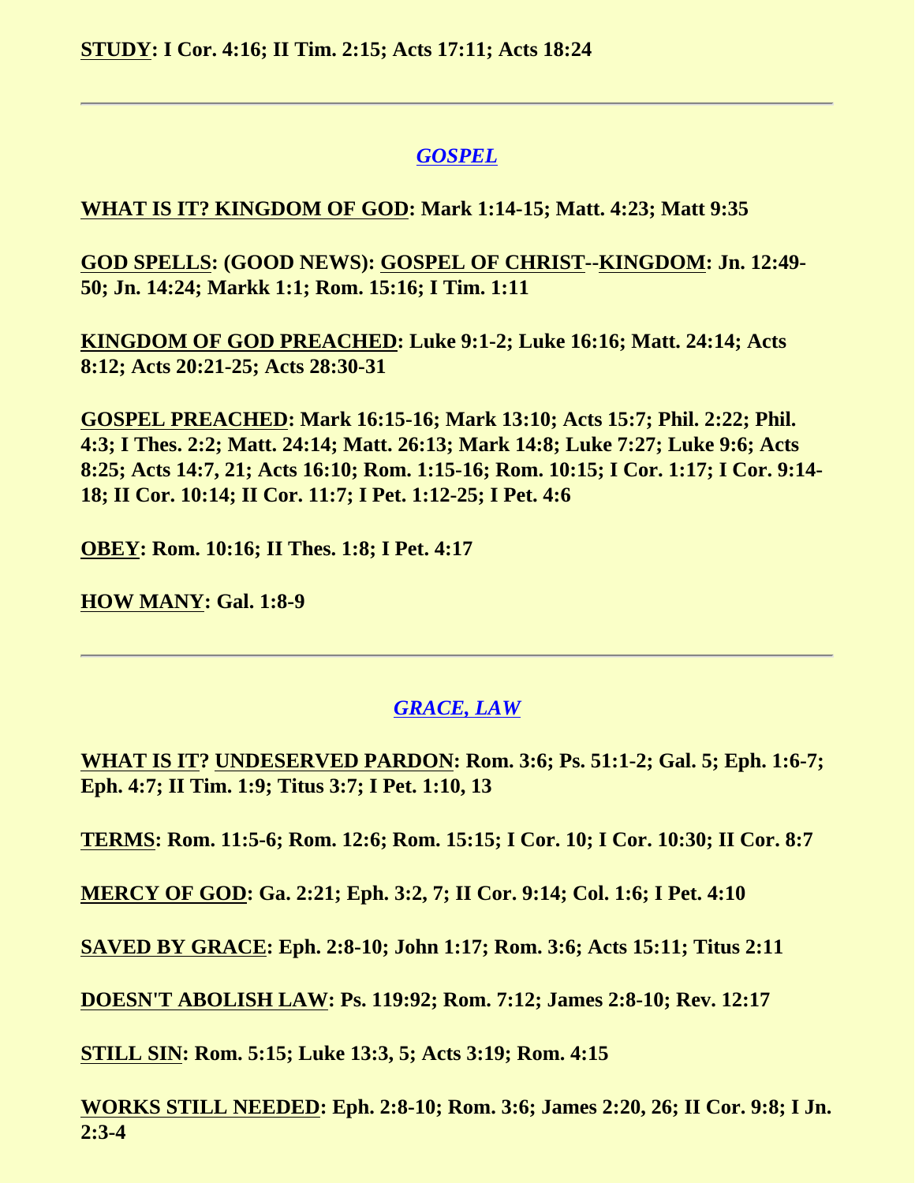**STUDY: I Cor. 4:16; II Tim. 2:15; Acts 17:11; Acts 18:24**

---

## *GOSPEL*

**WHAT IS IT? KINGDOM OF GOD: Mark 1:14-15; Matt. 4:23; Matt 9:35**

**GOD SPELLS: (GOOD NEWS): GOSPEL OF CHRIST--KINGDOM: Jn. 12:49-50; Jn. 14:24; Markk 1:1; Rom. 15:16; I Tim. 1:11**

**KINGDOM OF GOD PREACHED: Luke 9:1-2; Luke 16:16; Matt. 24:14; Acts 8:12; Acts 20:21-25; Acts 28:30-31**

**GOSPEL PREACHED: Mark 16:15-16; Mark 13:10; Acts 15:7; Phil. 2:22; Phil. 4:3; I Thes. 2:2; Matt. 24:14; Matt. 26:13; Mark 14:8; Luke 7:27; Luke 9:6; Acts 8:25; Acts 14:7, 21; Acts 16:10; Rom. 1:15-16; Rom. 10:15; I Cor. 1:17; I Cor. 9:14-18; II Cor. 10:14; II Cor. 11:7; I Pet. 1:12-25; I Pet. 4:6**

**OBEY: Rom. 10:16; II Thes. 1:8; I Pet. 4:17**

**HOW MANY: Gal. 1:8-9**

---

## *GRACE, LAW*

**WHAT IS IT? UNDESERVED PARDON: Rom. 3:6; Ps. 51:1-2; Gal. 5; Eph. 1:6-7; Eph. 4:7; II Tim. 1:9; Titus 3:7; I Pet. 1:10, 13**

**TERMS: Rom. 11:5-6; Rom. 12:6; Rom. 15:15; I Cor. 10; I Cor. 10:30; II Cor. 8:7**

**MERCY OF GOD: Ga. 2:21; Eph. 3:2, 7; II Cor. 9:14; Col. 1:6; I Pet. 4:10**

**SAVED BY GRACE: Eph. 2:8-10; John 1:17; Rom. 3:6; Acts 15:11; Titus 2:11**

**DOESN'T ABOLISH LAW: Ps. 119:92; Rom. 7:12; James 2:8-10; Rev. 12:17**

**STILL SIN: Rom. 5:15; Luke 13:3, 5; Acts 3:19; Rom. 4:15**

**WORKS STILL NEEDED: Eph. 2:8-10; Rom. 3:6; James 2:20, 26; II Cor. 9:8; I Jn. 2:3-4**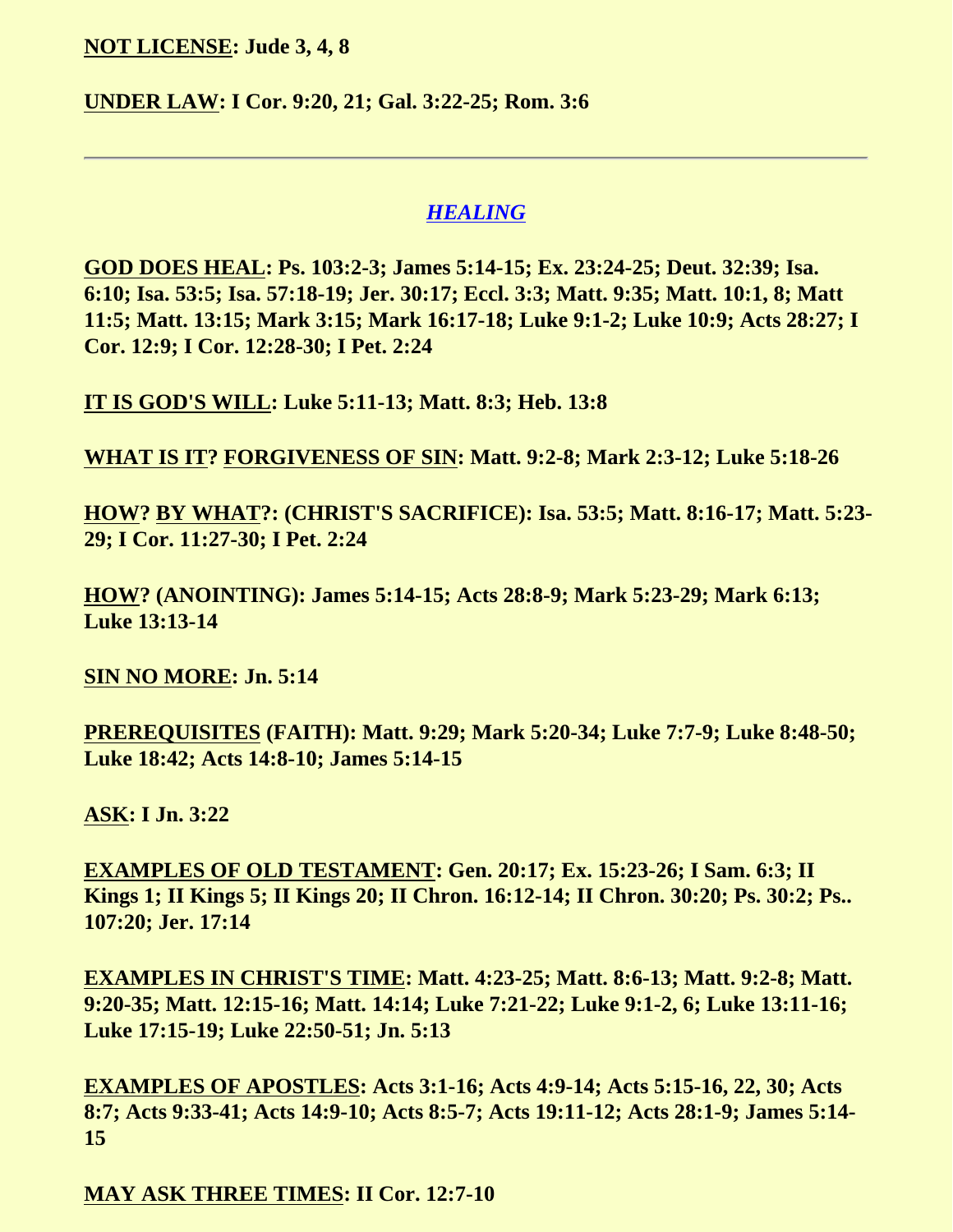**NOT LICENSE: Jude 3, 4, 8**

**UNDER LAW: I Cor. 9:20, 21; Gal. 3:22-25; Rom. 3:6**

---

## *HEALING*

**GOD DOES HEAL: Ps. 103:2-3; James 5:14-15; Ex. 23:24-25; Deut. 32:39; Isa. 6:10; Isa. 53:5; Isa. 57:18-19; Jer. 30:17; Eccl. 3:3; Matt. 9:35; Matt. 10:1, 8; Matt 11:5; Matt. 13:15; Mark 3:15; Mark 16:17-18; Luke 9:1-2; Luke 10:9; Acts 28:27; I Cor. 12:9; I Cor. 12:28-30; I Pet. 2:24**

**IT IS GOD'S WILL: Luke 5:11-13; Matt. 8:3; Heb. 13:8**

**WHAT IS IT? FORGIVENESS OF SIN: Matt. 9:2-8; Mark 2:3-12; Luke 5:18-26**

**HOW? BY WHAT?: (CHRIST'S SACRIFICE): Isa. 53:5; Matt. 8:16-17; Matt. 5:23-29; I Cor. 11:27-30; I Pet. 2:24**

**HOW? (ANOINTING): James 5:14-15; Acts 28:8-9; Mark 5:23-29; Mark 6:13; Luke 13:13-14**

**SIN NO MORE: Jn. 5:14**

**PREREQUISITES (FAITH): Matt. 9:29; Mark 5:20-34; Luke 7:7-9; Luke 8:48-50; Luke 18:42; Acts 14:8-10; James 5:14-15**

**ASK: I Jn. 3:22**

**EXAMPLES OF OLD TESTAMENT: Gen. 20:17; Ex. 15:23-26; I Sam. 6:3; II Kings 1; II Kings 5; II Kings 20; II Chron. 16:12-14; II Chron. 30:20; Ps. 30:2; Ps.. 107:20; Jer. 17:14**

**EXAMPLES IN CHRIST'S TIME: Matt. 4:23-25; Matt. 8:6-13; Matt. 9:2-8; Matt. 9:20-35; Matt. 12:15-16; Matt. 14:14; Luke 7:21-22; Luke 9:1-2, 6; Luke 13:11-16; Luke 17:15-19; Luke 22:50-51; Jn. 5:13**

**EXAMPLES OF APOSTLES: Acts 3:1-16; Acts 4:9-14; Acts 5:15-16, 22, 30; Acts 8:7; Acts 9:33-41; Acts 14:9-10; Acts 8:5-7; Acts 19:11-12; Acts 28:1-9; James 5:14-15**

**MAY ASK THREE TIMES: II Cor. 12:7-10**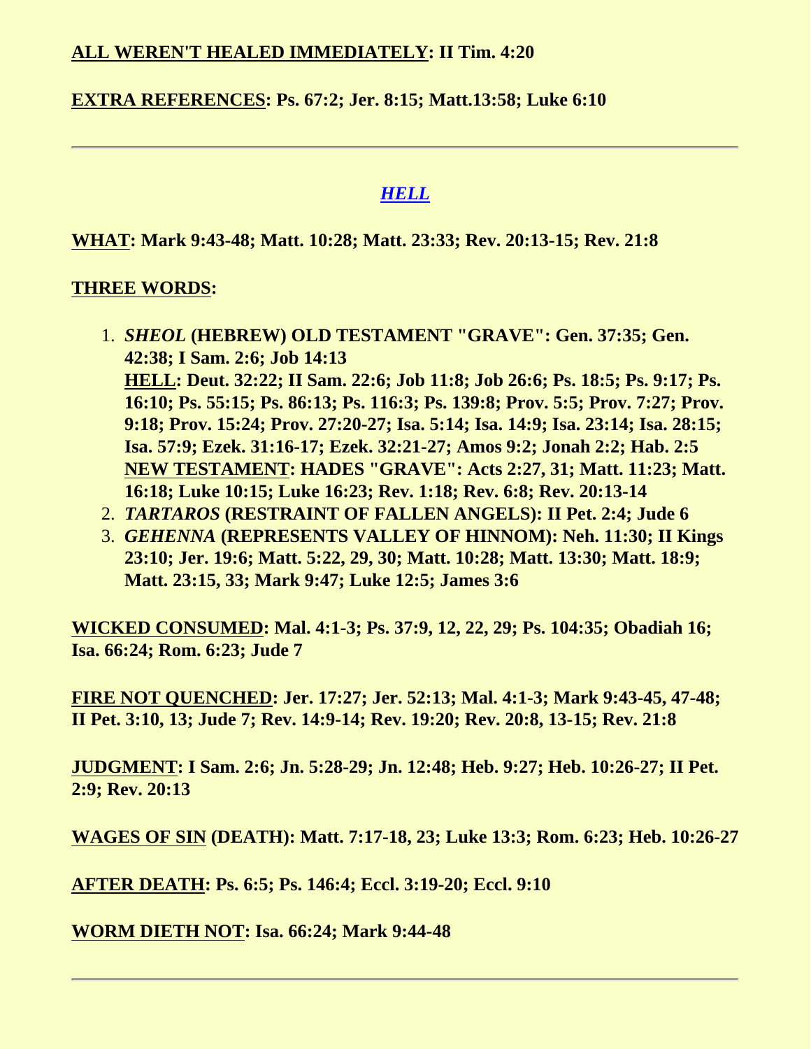**ALL WEREN'T HEALED IMMEDIATELY: II Tim. 4:20**

**EXTRA REFERENCES: Ps. 67:2; Jer. 8:15; Matt.13:58; Luke 6:10**

---

## ***HELL***

**WHAT: Mark 9:43-48; Matt. 10:28; Matt. 23:33; Rev. 20:13-15; Rev. 21:8**

**THREE WORDS:**

1. ***SHEOL* (HEBREW) OLD TESTAMENT "GRAVE": Gen. 37:35; Gen. 42:38; I Sam. 2:6; Job 14:13**
   **HELL: Deut. 32:22; II Sam. 22:6; Job 11:8; Job 26:6; Ps. 18:5; Ps. 9:17; Ps. 16:10; Ps. 55:15; Ps. 86:13; Ps. 116:3; Ps. 139:8; Prov. 5:5; Prov. 7:27; Prov. 9:18; Prov. 15:24; Prov. 27:20-27; Isa. 5:14; Isa. 14:9; Isa. 23:14; Isa. 28:15; Isa. 57:9; Ezek. 31:16-17; Ezek. 32:21-27; Amos 9:2; Jonah 2:2; Hab. 2:5**
   **NEW TESTAMENT: HADES "GRAVE": Acts 2:27, 31; Matt. 11:23; Matt. 16:18; Luke 10:15; Luke 16:23; Rev. 1:18; Rev. 6:8; Rev. 20:13-14**
2. ***TARTAROS* (RESTRAINT OF FALLEN ANGELS): II Pet. 2:4; Jude 6**
3. ***GEHENNA* (REPRESENTS VALLEY OF HINNOM): Neh. 11:30; II Kings 23:10; Jer. 19:6; Matt. 5:22, 29, 30; Matt. 10:28; Matt. 13:30; Matt. 18:9; Matt. 23:15, 33; Mark 9:47; Luke 12:5; James 3:6**

**WICKED CONSUMED: Mal. 4:1-3; Ps. 37:9, 12, 22, 29; Ps. 104:35; Obadiah 16; Isa. 66:24; Rom. 6:23; Jude 7**

**FIRE NOT QUENCHED: Jer. 17:27; Jer. 52:13; Mal. 4:1-3; Mark 9:43-45, 47-48; II Pet. 3:10, 13; Jude 7; Rev. 14:9-14; Rev. 19:20; Rev. 20:8, 13-15; Rev. 21:8**

**JUDGMENT: I Sam. 2:6; Jn. 5:28-29; Jn. 12:48; Heb. 9:27; Heb. 10:26-27; II Pet. 2:9; Rev. 20:13**

**WAGES OF SIN (DEATH): Matt. 7:17-18, 23; Luke 13:3; Rom. 6:23; Heb. 10:26-27**

**AFTER DEATH: Ps. 6:5; Ps. 146:4; Eccl. 3:19-20; Eccl. 9:10**

**WORM DIETH NOT: Isa. 66:24; Mark 9:44-48**

---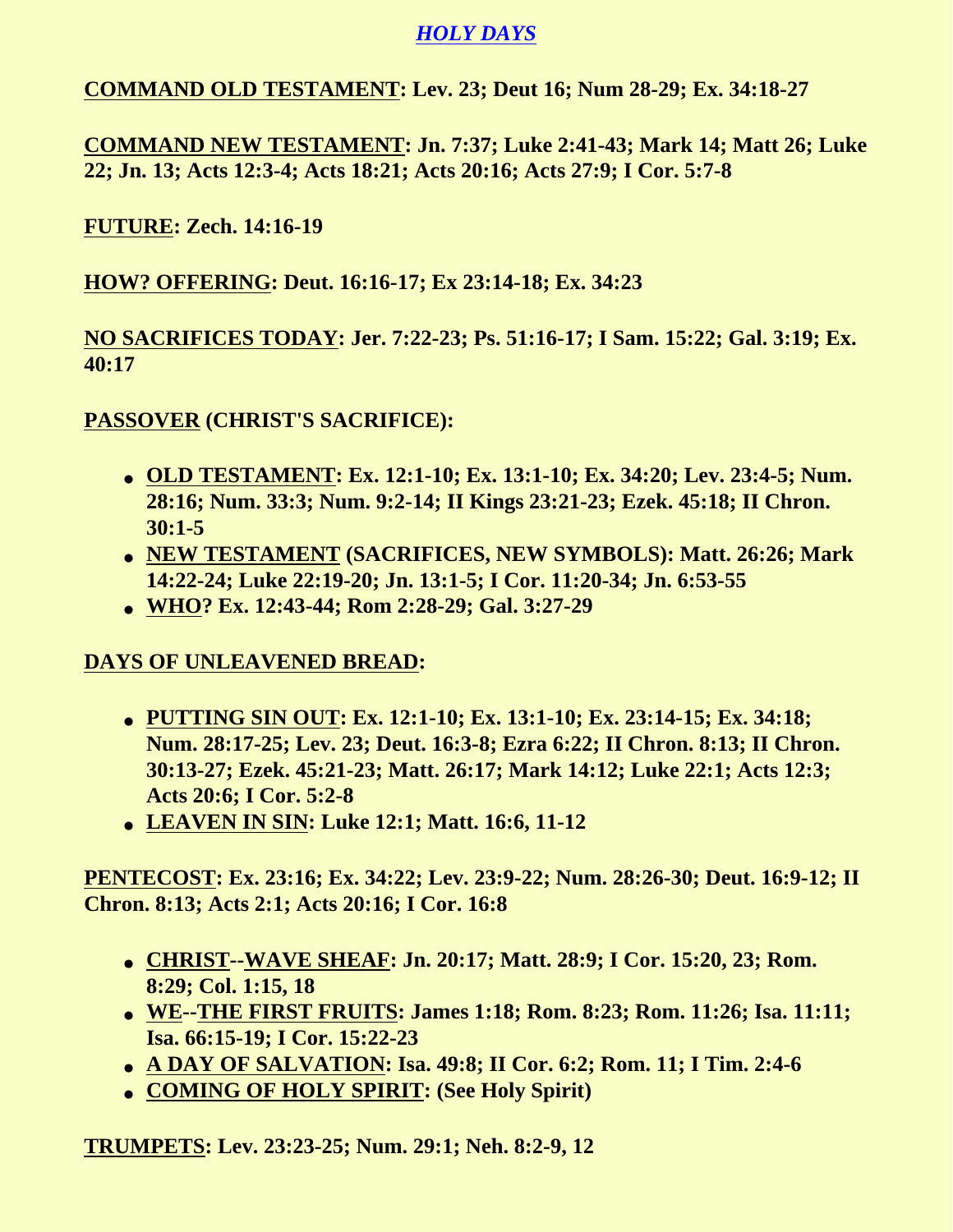# *HOLY DAYS*

**COMMAND OLD TESTAMENT: Lev. 23; Deut 16; Num 28-29; Ex. 34:18-27**

**COMMAND NEW TESTAMENT: Jn. 7:37; Luke 2:41-43; Mark 14; Matt 26; Luke 22; Jn. 13; Acts 12:3-4; Acts 18:21; Acts 20:16; Acts 27:9; I Cor. 5:7-8**

**FUTURE: Zech. 14:16-19**

**HOW? OFFERING: Deut. 16:16-17; Ex 23:14-18; Ex. 34:23**

**NO SACRIFICES TODAY: Jer. 7:22-23; Ps. 51:16-17; I Sam. 15:22; Gal. 3:19; Ex. 40:17**

**PASSOVER (CHRIST'S SACRIFICE):**

- **OLD TESTAMENT: Ex. 12:1-10; Ex. 13:1-10; Ex. 34:20; Lev. 23:4-5; Num. 28:16; Num. 33:3; Num. 9:2-14; II Kings 23:21-23; Ezek. 45:18; II Chron. 30:1-5**
- **NEW TESTAMENT (SACRIFICES, NEW SYMBOLS): Matt. 26:26; Mark 14:22-24; Luke 22:19-20; Jn. 13:1-5; I Cor. 11:20-34; Jn. 6:53-55**
- **WHO? Ex. 12:43-44; Rom 2:28-29; Gal. 3:27-29**

**DAYS OF UNLEAVENED BREAD:**

- **PUTTING SIN OUT: Ex. 12:1-10; Ex. 13:1-10; Ex. 23:14-15; Ex. 34:18; Num. 28:17-25; Lev. 23; Deut. 16:3-8; Ezra 6:22; II Chron. 8:13; II Chron. 30:13-27; Ezek. 45:21-23; Matt. 26:17; Mark 14:12; Luke 22:1; Acts 12:3; Acts 20:6; I Cor. 5:2-8**
- **LEAVEN IN SIN: Luke 12:1; Matt. 16:6, 11-12**

**PENTECOST: Ex. 23:16; Ex. 34:22; Lev. 23:9-22; Num. 28:26-30; Deut. 16:9-12; II Chron. 8:13; Acts 2:1; Acts 20:16; I Cor. 16:8**

- **CHRIST--WAVE SHEAF: Jn. 20:17; Matt. 28:9; I Cor. 15:20, 23; Rom. 8:29; Col. 1:15, 18**
- **WE--THE FIRST FRUITS: James 1:18; Rom. 8:23; Rom. 11:26; Isa. 11:11; Isa. 66:15-19; I Cor. 15:22-23**
- **A DAY OF SALVATION: Isa. 49:8; II Cor. 6:2; Rom. 11; I Tim. 2:4-6**
- **COMING OF HOLY SPIRIT: (See Holy Spirit)**

**TRUMPETS: Lev. 23:23-25; Num. 29:1; Neh. 8:2-9, 12**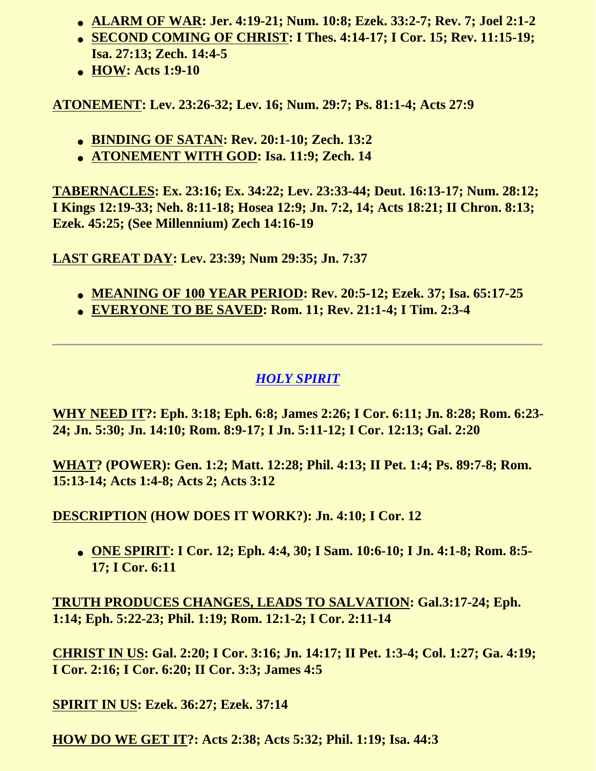- **ALARM OF WAR: Jer. 4:19-21; Num. 10:8; Ezek. 33:2-7; Rev. 7; Joel 2:1-2**
- **SECOND COMING OF CHRIST: I Thes. 4:14-17; I Cor. 15; Rev. 11:15-19; Isa. 27:13; Zech. 14:4-5**
- **HOW: Acts 1:9-10**

**ATONEMENT: Lev. 23:26-32; Lev. 16; Num. 29:7; Ps. 81:1-4; Acts 27:9**

- **BINDING OF SATAN: Rev. 20:1-10; Zech. 13:2**
- **ATONEMENT WITH GOD: Isa. 11:9; Zech. 14**

**TABERNACLES: Ex. 23:16; Ex. 34:22; Lev. 23:33-44; Deut. 16:13-17; Num. 28:12; I Kings 12:19-33; Neh. 8:11-18; Hosea 12:9; Jn. 7:2, 14; Acts 18:21; II Chron. 8:13; Ezek. 45:25; (See Millennium) Zech 14:16-19**

**LAST GREAT DAY: Lev. 23:39; Num 29:35; Jn. 7:37**

- **MEANING OF 100 YEAR PERIOD: Rev. 20:5-12; Ezek. 37; Isa. 65:17-25**
- **EVERYONE TO BE SAVED: Rom. 11; Rev. 21:1-4; I Tim. 2:3-4**

---

## *HOLY SPIRIT*

**WHY NEED IT?: Eph. 3:18; Eph. 6:8; James 2:26; I Cor. 6:11; Jn. 8:28; Rom. 6:23-24; Jn. 5:30; Jn. 14:10; Rom. 8:9-17; I Jn. 5:11-12; I Cor. 12:13; Gal. 2:20**

**WHAT? (POWER): Gen. 1:2; Matt. 12:28; Phil. 4:13; II Pet. 1:4; Ps. 89:7-8; Rom. 15:13-14; Acts 1:4-8; Acts 2; Acts 3:12**

**DESCRIPTION (HOW DOES IT WORK?): Jn. 4:10; I Cor. 12**

- **ONE SPIRIT: I Cor. 12; Eph. 4:4, 30; I Sam. 10:6-10; I Jn. 4:1-8; Rom. 8:5-17; I Cor. 6:11**

**TRUTH PRODUCES CHANGES, LEADS TO SALVATION: Gal.3:17-24; Eph. 1:14; Eph. 5:22-23; Phil. 1:19; Rom. 12:1-2; I Cor. 2:11-14**

**CHRIST IN US: Gal. 2:20; I Cor. 3:16; Jn. 14:17; II Pet. 1:3-4; Col. 1:27; Ga. 4:19; I Cor. 2:16; I Cor. 6:20; II Cor. 3:3; James 4:5**

**SPIRIT IN US: Ezek. 36:27; Ezek. 37:14**

**HOW DO WE GET IT?: Acts 2:38; Acts 5:32; Phil. 1:19; Isa. 44:3**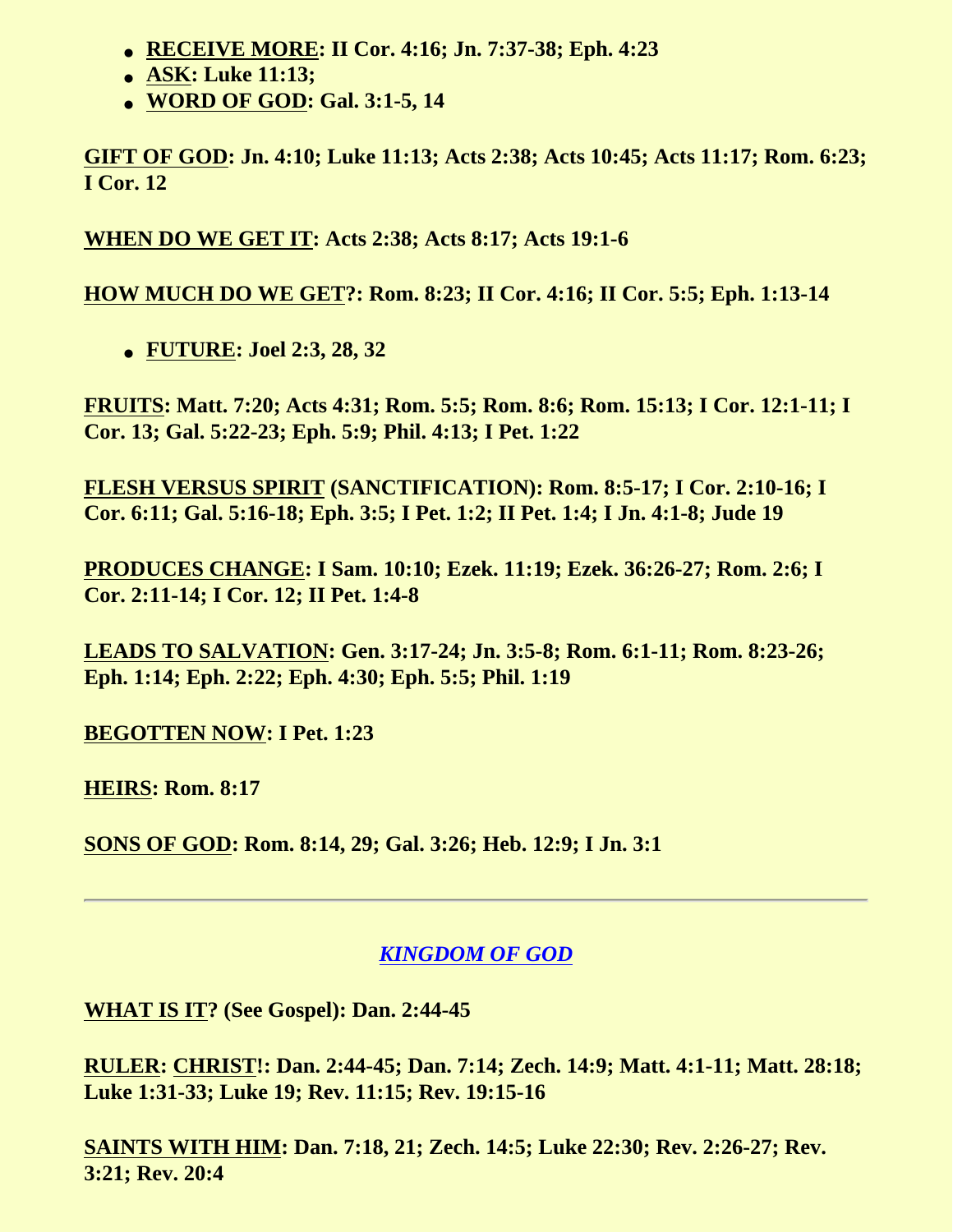- **RECEIVE MORE: II Cor. 4:16; Jn. 7:37-38; Eph. 4:23**
- **ASK: Luke 11:13;**
- **WORD OF GOD: Gal. 3:1-5, 14**

**GIFT OF GOD: Jn. 4:10; Luke 11:13; Acts 2:38; Acts 10:45; Acts 11:17; Rom. 6:23; I Cor. 12**

**WHEN DO WE GET IT: Acts 2:38; Acts 8:17; Acts 19:1-6**

**HOW MUCH DO WE GET?: Rom. 8:23; II Cor. 4:16; II Cor. 5:5; Eph. 1:13-14**

- **FUTURE: Joel 2:3, 28, 32**

**FRUITS: Matt. 7:20; Acts 4:31; Rom. 5:5; Rom. 8:6; Rom. 15:13; I Cor. 12:1-11; I Cor. 13; Gal. 5:22-23; Eph. 5:9; Phil. 4:13; I Pet. 1:22**

**FLESH VERSUS SPIRIT (SANCTIFICATION): Rom. 8:5-17; I Cor. 2:10-16; I Cor. 6:11; Gal. 5:16-18; Eph. 3:5; I Pet. 1:2; II Pet. 1:4; I Jn. 4:1-8; Jude 19**

**PRODUCES CHANGE: I Sam. 10:10; Ezek. 11:19; Ezek. 36:26-27; Rom. 2:6; I Cor. 2:11-14; I Cor. 12; II Pet. 1:4-8**

**LEADS TO SALVATION: Gen. 3:17-24; Jn. 3:5-8; Rom. 6:1-11; Rom. 8:23-26; Eph. 1:14; Eph. 2:22; Eph. 4:30; Eph. 5:5; Phil. 1:19**

**BEGOTTEN NOW: I Pet. 1:23**

**HEIRS: Rom. 8:17**

**SONS OF GOD: Rom. 8:14, 29; Gal. 3:26; Heb. 12:9; I Jn. 3:1**

---

## *KINGDOM OF GOD*

**WHAT IS IT? (See Gospel): Dan. 2:44-45**

**RULER: CHRIST!: Dan. 2:44-45; Dan. 7:14; Zech. 14:9; Matt. 4:1-11; Matt. 28:18; Luke 1:31-33; Luke 19; Rev. 11:15; Rev. 19:15-16**

**SAINTS WITH HIM: Dan. 7:18, 21; Zech. 14:5; Luke 22:30; Rev. 2:26-27; Rev. 3:21; Rev. 20:4**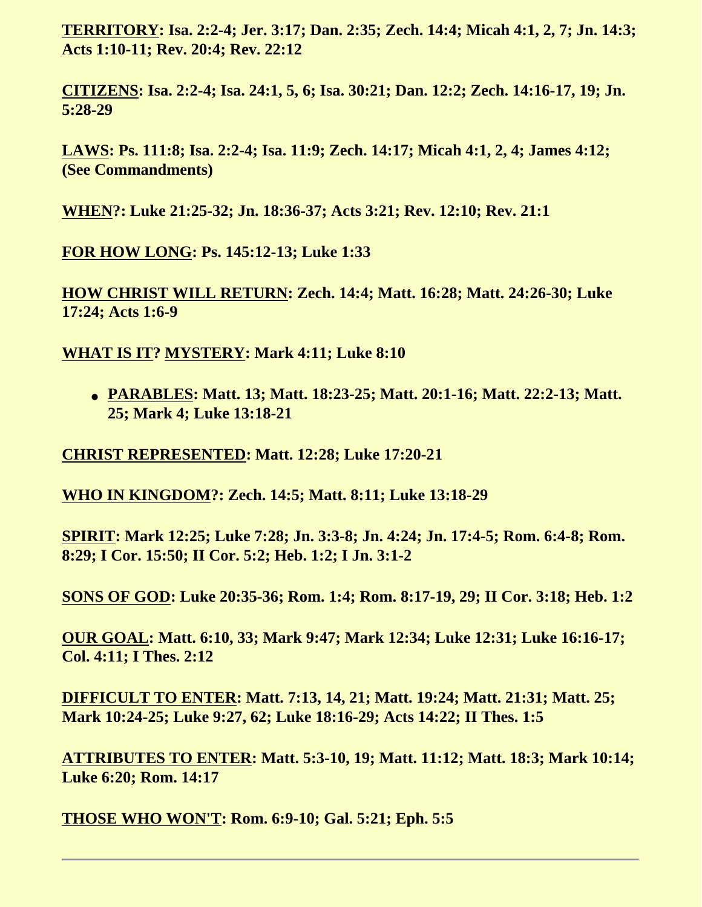**TERRITORY: Isa. 2:2-4; Jer. 3:17; Dan. 2:35; Zech. 14:4; Micah 4:1, 2, 7; Jn. 14:3; Acts 1:10-11; Rev. 20:4; Rev. 22:12**

**CITIZENS: Isa. 2:2-4; Isa. 24:1, 5, 6; Isa. 30:21; Dan. 12:2; Zech. 14:16-17, 19; Jn. 5:28-29**

**LAWS: Ps. 111:8; Isa. 2:2-4; Isa. 11:9; Zech. 14:17; Micah 4:1, 2, 4; James 4:12; (See Commandments)**

**WHEN?: Luke 21:25-32; Jn. 18:36-37; Acts 3:21; Rev. 12:10; Rev. 21:1**

**FOR HOW LONG: Ps. 145:12-13; Luke 1:33**

**HOW CHRIST WILL RETURN: Zech. 14:4; Matt. 16:28; Matt. 24:26-30; Luke 17:24; Acts 1:6-9**

**WHAT IS IT? MYSTERY: Mark 4:11; Luke 8:10**

- **PARABLES: Matt. 13; Matt. 18:23-25; Matt. 20:1-16; Matt. 22:2-13; Matt. 25; Mark 4; Luke 13:18-21**

**CHRIST REPRESENTED: Matt. 12:28; Luke 17:20-21**

**WHO IN KINGDOM?: Zech. 14:5; Matt. 8:11; Luke 13:18-29**

**SPIRIT: Mark 12:25; Luke 7:28; Jn. 3:3-8; Jn. 4:24; Jn. 17:4-5; Rom. 6:4-8; Rom. 8:29; I Cor. 15:50; II Cor. 5:2; Heb. 1:2; I Jn. 3:1-2**

**SONS OF GOD: Luke 20:35-36; Rom. 1:4; Rom. 8:17-19, 29; II Cor. 3:18; Heb. 1:2**

**OUR GOAL: Matt. 6:10, 33; Mark 9:47; Mark 12:34; Luke 12:31; Luke 16:16-17; Col. 4:11; I Thes. 2:12**

**DIFFICULT TO ENTER: Matt. 7:13, 14, 21; Matt. 19:24; Matt. 21:31; Matt. 25; Mark 10:24-25; Luke 9:27, 62; Luke 18:16-29; Acts 14:22; II Thes. 1:5**

**ATTRIBUTES TO ENTER: Matt. 5:3-10, 19; Matt. 11:12; Matt. 18:3; Mark 10:14; Luke 6:20; Rom. 14:17**

**THOSE WHO WON'T: Rom. 6:9-10; Gal. 5:21; Eph. 5:5**

---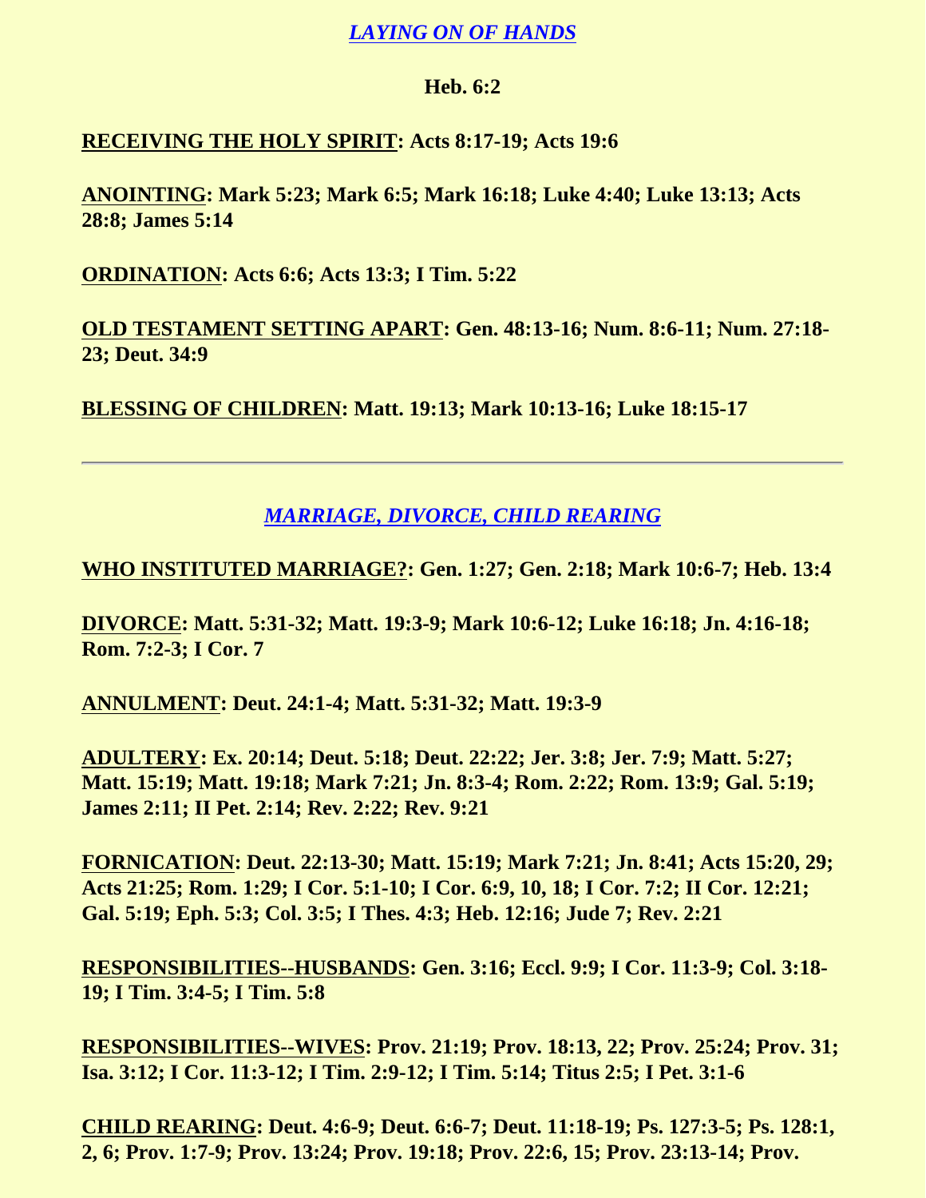## *LAYING ON OF HANDS*

**Heb. 6:2**

**RECEIVING THE HOLY SPIRIT: Acts 8:17-19; Acts 19:6**

**ANOINTING: Mark 5:23; Mark 6:5; Mark 16:18; Luke 4:40; Luke 13:13; Acts 28:8; James 5:14**

**ORDINATION: Acts 6:6; Acts 13:3; I Tim. 5:22**

**OLD TESTAMENT SETTING APART: Gen. 48:13-16; Num. 8:6-11; Num. 27:18-23; Deut. 34:9**

**BLESSING OF CHILDREN: Matt. 19:13; Mark 10:13-16; Luke 18:15-17**

---

## *MARRIAGE, DIVORCE, CHILD REARING*

**WHO INSTITUTED MARRIAGE?: Gen. 1:27; Gen. 2:18; Mark 10:6-7; Heb. 13:4**

**DIVORCE: Matt. 5:31-32; Matt. 19:3-9; Mark 10:6-12; Luke 16:18; Jn. 4:16-18; Rom. 7:2-3; I Cor. 7**

**ANNULMENT: Deut. 24:1-4; Matt. 5:31-32; Matt. 19:3-9**

**ADULTERY: Ex. 20:14; Deut. 5:18; Deut. 22:22; Jer. 3:8; Jer. 7:9; Matt. 5:27; Matt. 15:19; Matt. 19:18; Mark 7:21; Jn. 8:3-4; Rom. 2:22; Rom. 13:9; Gal. 5:19; James 2:11; II Pet. 2:14; Rev. 2:22; Rev. 9:21**

**FORNICATION: Deut. 22:13-30; Matt. 15:19; Mark 7:21; Jn. 8:41; Acts 15:20, 29; Acts 21:25; Rom. 1:29; I Cor. 5:1-10; I Cor. 6:9, 10, 18; I Cor. 7:2; II Cor. 12:21; Gal. 5:19; Eph. 5:3; Col. 3:5; I Thes. 4:3; Heb. 12:16; Jude 7; Rev. 2:21**

**RESPONSIBILITIES--HUSBANDS: Gen. 3:16; Eccl. 9:9; I Cor. 11:3-9; Col. 3:18-19; I Tim. 3:4-5; I Tim. 5:8**

**RESPONSIBILITIES--WIVES: Prov. 21:19; Prov. 18:13, 22; Prov. 25:24; Prov. 31; Isa. 3:12; I Cor. 11:3-12; I Tim. 2:9-12; I Tim. 5:14; Titus 2:5; I Pet. 3:1-6**

**CHILD REARING: Deut. 4:6-9; Deut. 6:6-7; Deut. 11:18-19; Ps. 127:3-5; Ps. 128:1, 2, 6; Prov. 1:7-9; Prov. 13:24; Prov. 19:18; Prov. 22:6, 15; Prov. 23:13-14; Prov.**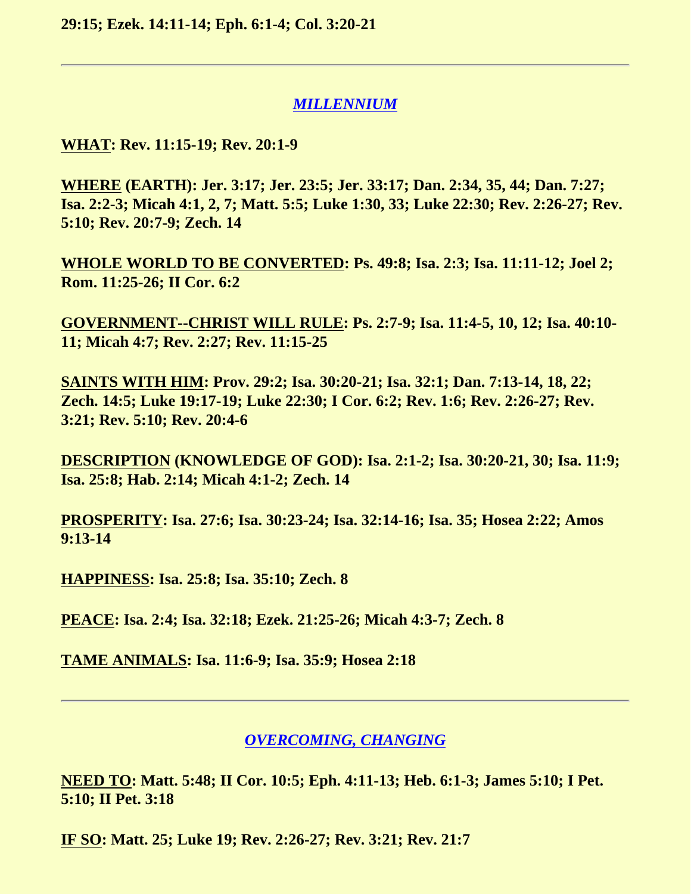**29:15; Ezek. 14:11-14; Eph. 6:1-4; Col. 3:20-21**

---

## ***MILLENNIUM***

**WHAT: Rev. 11:15-19; Rev. 20:1-9**

**WHERE (EARTH): Jer. 3:17; Jer. 23:5; Jer. 33:17; Dan. 2:34, 35, 44; Dan. 7:27; Isa. 2:2-3; Micah 4:1, 2, 7; Matt. 5:5; Luke 1:30, 33; Luke 22:30; Rev. 2:26-27; Rev. 5:10; Rev. 20:7-9; Zech. 14**

**WHOLE WORLD TO BE CONVERTED: Ps. 49:8; Isa. 2:3; Isa. 11:11-12; Joel 2; Rom. 11:25-26; II Cor. 6:2**

**GOVERNMENT--CHRIST WILL RULE: Ps. 2:7-9; Isa. 11:4-5, 10, 12; Isa. 40:10-11; Micah 4:7; Rev. 2:27; Rev. 11:15-25**

**SAINTS WITH HIM: Prov. 29:2; Isa. 30:20-21; Isa. 32:1; Dan. 7:13-14, 18, 22; Zech. 14:5; Luke 19:17-19; Luke 22:30; I Cor. 6:2; Rev. 1:6; Rev. 2:26-27; Rev. 3:21; Rev. 5:10; Rev. 20:4-6**

**DESCRIPTION (KNOWLEDGE OF GOD): Isa. 2:1-2; Isa. 30:20-21, 30; Isa. 11:9; Isa. 25:8; Hab. 2:14; Micah 4:1-2; Zech. 14**

**PROSPERITY: Isa. 27:6; Isa. 30:23-24; Isa. 32:14-16; Isa. 35; Hosea 2:22; Amos 9:13-14**

**HAPPINESS: Isa. 25:8; Isa. 35:10; Zech. 8**

**PEACE: Isa. 2:4; Isa. 32:18; Ezek. 21:25-26; Micah 4:3-7; Zech. 8**

**TAME ANIMALS: Isa. 11:6-9; Isa. 35:9; Hosea 2:18**

---

## ***OVERCOMING, CHANGING***

**NEED TO: Matt. 5:48; II Cor. 10:5; Eph. 4:11-13; Heb. 6:1-3; James 5:10; I Pet. 5:10; II Pet. 3:18**

**IF SO: Matt. 25; Luke 19; Rev. 2:26-27; Rev. 3:21; Rev. 21:7**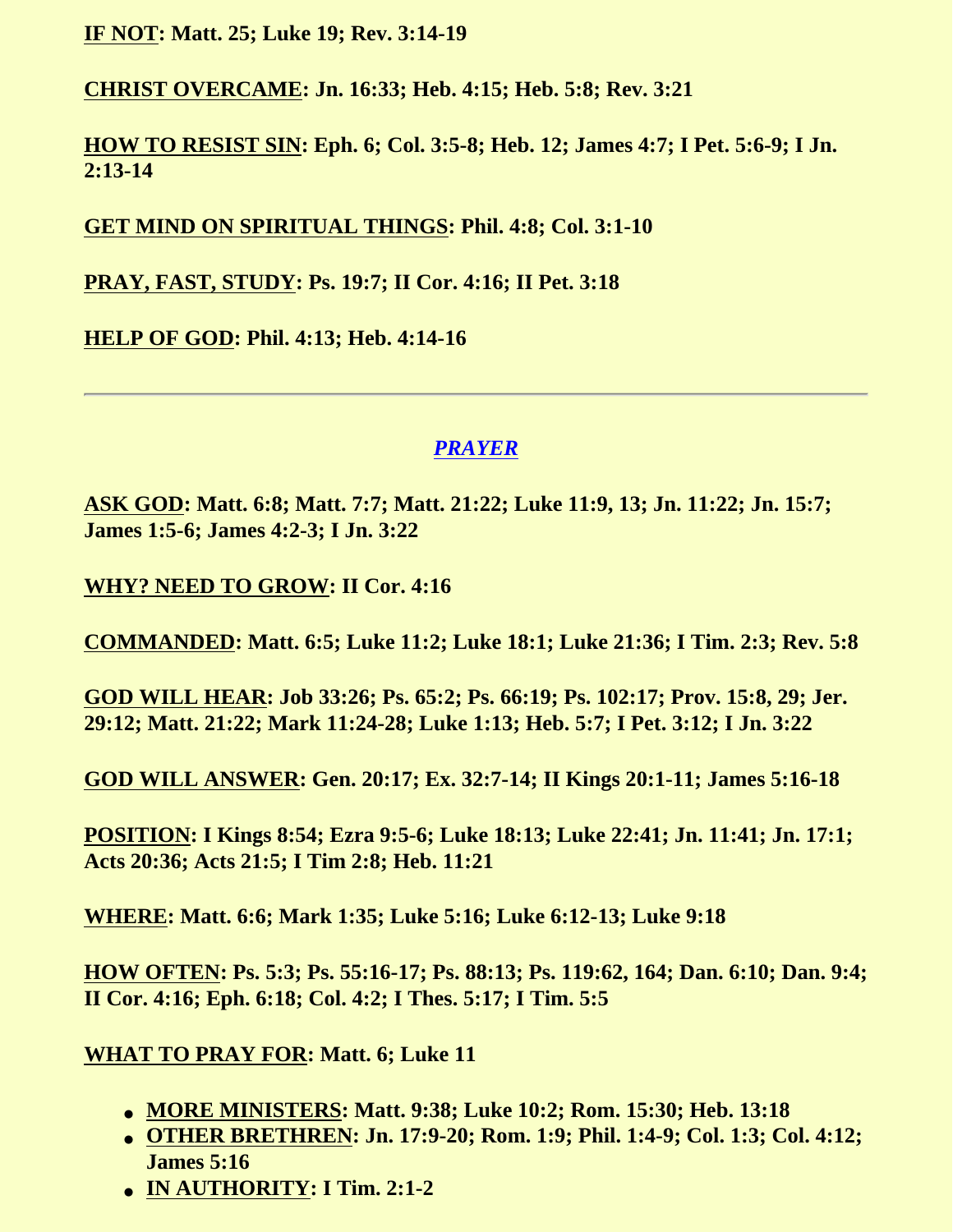**<u>IF NOT</u>: Matt. 25; Luke 19; Rev. 3:14-19**

**<u>CHRIST OVERCAME</u>: Jn. 16:33; Heb. 4:15; Heb. 5:8; Rev. 3:21**

**<u>HOW TO RESIST SIN</u>: Eph. 6; Col. 3:5-8; Heb. 12; James 4:7; I Pet. 5:6-9; I Jn. 2:13-14**

**<u>GET MIND ON SPIRITUAL THINGS</u>: Phil. 4:8; Col. 3:1-10**

**<u>PRAY, FAST, STUDY</u>: Ps. 19:7; II Cor. 4:16; II Pet. 3:18**

**<u>HELP OF GOD</u>: Phil. 4:13; Heb. 4:14-16**

---

## *PRAYER*

**<u>ASK GOD</u>: Matt. 6:8; Matt. 7:7; Matt. 21:22; Luke 11:9, 13; Jn. 11:22; Jn. 15:7; James 1:5-6; James 4:2-3; I Jn. 3:22**

**<u>WHY? NEED TO GROW</u>: II Cor. 4:16**

**<u>COMMANDED</u>: Matt. 6:5; Luke 11:2; Luke 18:1; Luke 21:36; I Tim. 2:3; Rev. 5:8**

**<u>GOD WILL HEAR</u>: Job 33:26; Ps. 65:2; Ps. 66:19; Ps. 102:17; Prov. 15:8, 29; Jer. 29:12; Matt. 21:22; Mark 11:24-28; Luke 1:13; Heb. 5:7; I Pet. 3:12; I Jn. 3:22**

**<u>GOD WILL ANSWER</u>: Gen. 20:17; Ex. 32:7-14; II Kings 20:1-11; James 5:16-18**

**<u>POSITION</u>: I Kings 8:54; Ezra 9:5-6; Luke 18:13; Luke 22:41; Jn. 11:41; Jn. 17:1; Acts 20:36; Acts 21:5; I Tim 2:8; Heb. 11:21**

**<u>WHERE</u>: Matt. 6:6; Mark 1:35; Luke 5:16; Luke 6:12-13; Luke 9:18**

**<u>HOW OFTEN</u>: Ps. 5:3; Ps. 55:16-17; Ps. 88:13; Ps. 119:62, 164; Dan. 6:10; Dan. 9:4; II Cor. 4:16; Eph. 6:18; Col. 4:2; I Thes. 5:17; I Tim. 5:5**

**<u>WHAT TO PRAY FOR</u>: Matt. 6; Luke 11**

- **<u>MORE MINISTERS</u>: Matt. 9:38; Luke 10:2; Rom. 15:30; Heb. 13:18**
- **<u>OTHER BRETHREN</u>: Jn. 17:9-20; Rom. 1:9; Phil. 1:4-9; Col. 1:3; Col. 4:12; James 5:16**
- **<u>IN AUTHORITY</u>: I Tim. 2:1-2**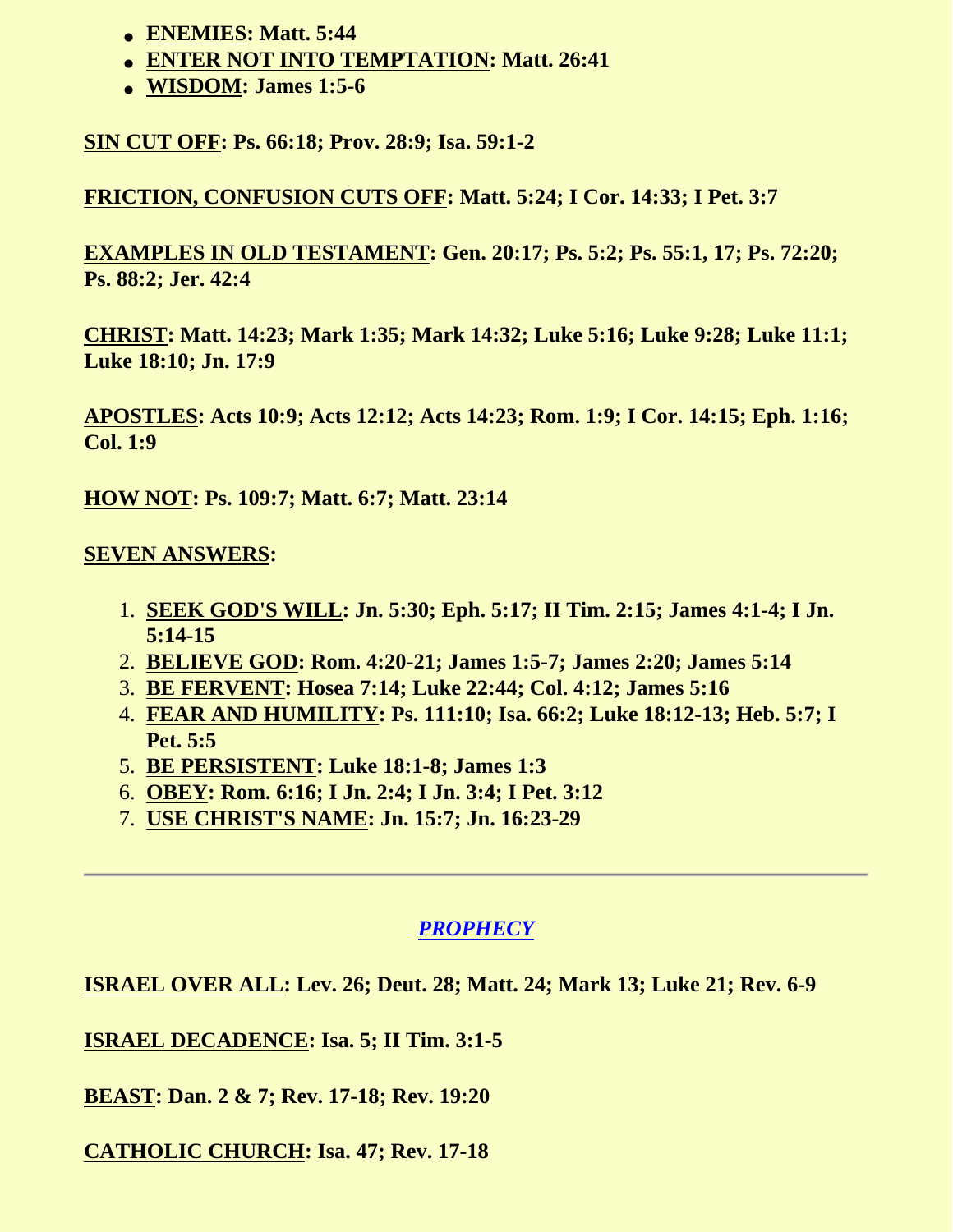- **<u>ENEMIES</u>: Matt. 5:44**
- **<u>ENTER NOT INTO TEMPTATION</u>: Matt. 26:41**
- **<u>WISDOM</u>: James 1:5-6**

**<u>SIN CUT OFF</u>: Ps. 66:18; Prov. 28:9; Isa. 59:1-2**

**<u>FRICTION, CONFUSION CUTS OFF</u>: Matt. 5:24; I Cor. 14:33; I Pet. 3:7**

**<u>EXAMPLES IN OLD TESTAMENT</u>: Gen. 20:17; Ps. 5:2; Ps. 55:1, 17; Ps. 72:20; Ps. 88:2; Jer. 42:4**

**<u>CHRIST</u>: Matt. 14:23; Mark 1:35; Mark 14:32; Luke 5:16; Luke 9:28; Luke 11:1; Luke 18:10; Jn. 17:9**

**<u>APOSTLES</u>: Acts 10:9; Acts 12:12; Acts 14:23; Rom. 1:9; I Cor. 14:15; Eph. 1:16; Col. 1:9**

**<u>HOW NOT</u>: Ps. 109:7; Matt. 6:7; Matt. 23:14**

**<u>SEVEN ANSWERS</u>:**

1. **<u>SEEK GOD'S WILL</u>: Jn. 5:30; Eph. 5:17; II Tim. 2:15; James 4:1-4; I Jn. 5:14-15**
2. **<u>BELIEVE GOD</u>: Rom. 4:20-21; James 1:5-7; James 2:20; James 5:14**
3. **<u>BE FERVENT</u>: Hosea 7:14; Luke 22:44; Col. 4:12; James 5:16**
4. **<u>FEAR AND HUMILITY</u>: Ps. 111:10; Isa. 66:2; Luke 18:12-13; Heb. 5:7; I Pet. 5:5**
5. **<u>BE PERSISTENT</u>: Luke 18:1-8; James 1:3**
6. **<u>OBEY</u>: Rom. 6:16; I Jn. 2:4; I Jn. 3:4; I Pet. 3:12**
7. **<u>USE CHRIST'S NAME</u>: Jn. 15:7; Jn. 16:23-29**

---

## ***<u>PROPHECY</u>***

**<u>ISRAEL OVER ALL</u>: Lev. 26; Deut. 28; Matt. 24; Mark 13; Luke 21; Rev. 6-9**

**<u>ISRAEL DECADENCE</u>: Isa. 5; II Tim. 3:1-5**

**<u>BEAST</u>: Dan. 2 & 7; Rev. 17-18; Rev. 19:20**

**<u>CATHOLIC CHURCH</u>: Isa. 47; Rev. 17-18**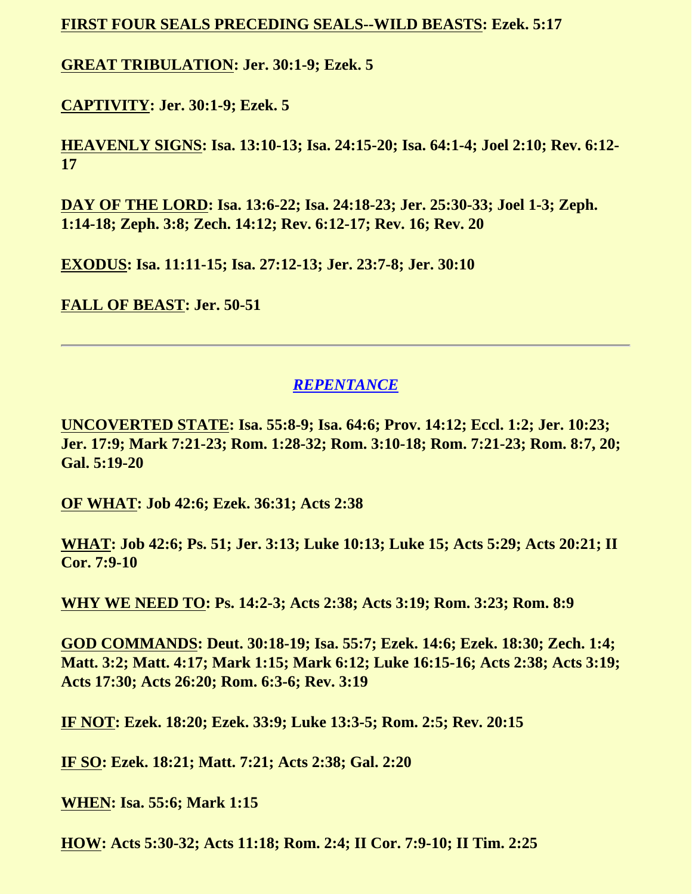**<u>FIRST FOUR SEALS PRECEDING SEALS--WILD BEASTS</u>: Ezek. 5:17**

**<u>GREAT TRIBULATION</u>: Jer. 30:1-9; Ezek. 5**

**<u>CAPTIVITY</u>: Jer. 30:1-9; Ezek. 5**

**<u>HEAVENLY SIGNS</u>: Isa. 13:10-13; Isa. 24:15-20; Isa. 64:1-4; Joel 2:10; Rev. 6:12-17**

**<u>DAY OF THE LORD</u>: Isa. 13:6-22; Isa. 24:18-23; Jer. 25:30-33; Joel 1-3; Zeph. 1:14-18; Zeph. 3:8; Zech. 14:12; Rev. 6:12-17; Rev. 16; Rev. 20**

**<u>EXODUS</u>: Isa. 11:11-15; Isa. 27:12-13; Jer. 23:7-8; Jer. 30:10**

**<u>FALL OF BEAST</u>: Jer. 50-51**

---

## *REPENTANCE*

**<u>UNCOVERTED STATE</u>: Isa. 55:8-9; Isa. 64:6; Prov. 14:12; Eccl. 1:2; Jer. 10:23; Jer. 17:9; Mark 7:21-23; Rom. 1:28-32; Rom. 3:10-18; Rom. 7:21-23; Rom. 8:7, 20; Gal. 5:19-20**

**<u>OF WHAT</u>: Job 42:6; Ezek. 36:31; Acts 2:38**

**<u>WHAT</u>: Job 42:6; Ps. 51; Jer. 3:13; Luke 10:13; Luke 15; Acts 5:29; Acts 20:21; II Cor. 7:9-10**

**<u>WHY WE NEED TO</u>: Ps. 14:2-3; Acts 2:38; Acts 3:19; Rom. 3:23; Rom. 8:9**

**<u>GOD COMMANDS</u>: Deut. 30:18-19; Isa. 55:7; Ezek. 14:6; Ezek. 18:30; Zech. 1:4; Matt. 3:2; Matt. 4:17; Mark 1:15; Mark 6:12; Luke 16:15-16; Acts 2:38; Acts 3:19; Acts 17:30; Acts 26:20; Rom. 6:3-6; Rev. 3:19**

**<u>IF NOT</u>: Ezek. 18:20; Ezek. 33:9; Luke 13:3-5; Rom. 2:5; Rev. 20:15**

**<u>IF SO</u>: Ezek. 18:21; Matt. 7:21; Acts 2:38; Gal. 2:20**

**<u>WHEN</u>: Isa. 55:6; Mark 1:15**

**<u>HOW</u>: Acts 5:30-32; Acts 11:18; Rom. 2:4; II Cor. 7:9-10; II Tim. 2:25**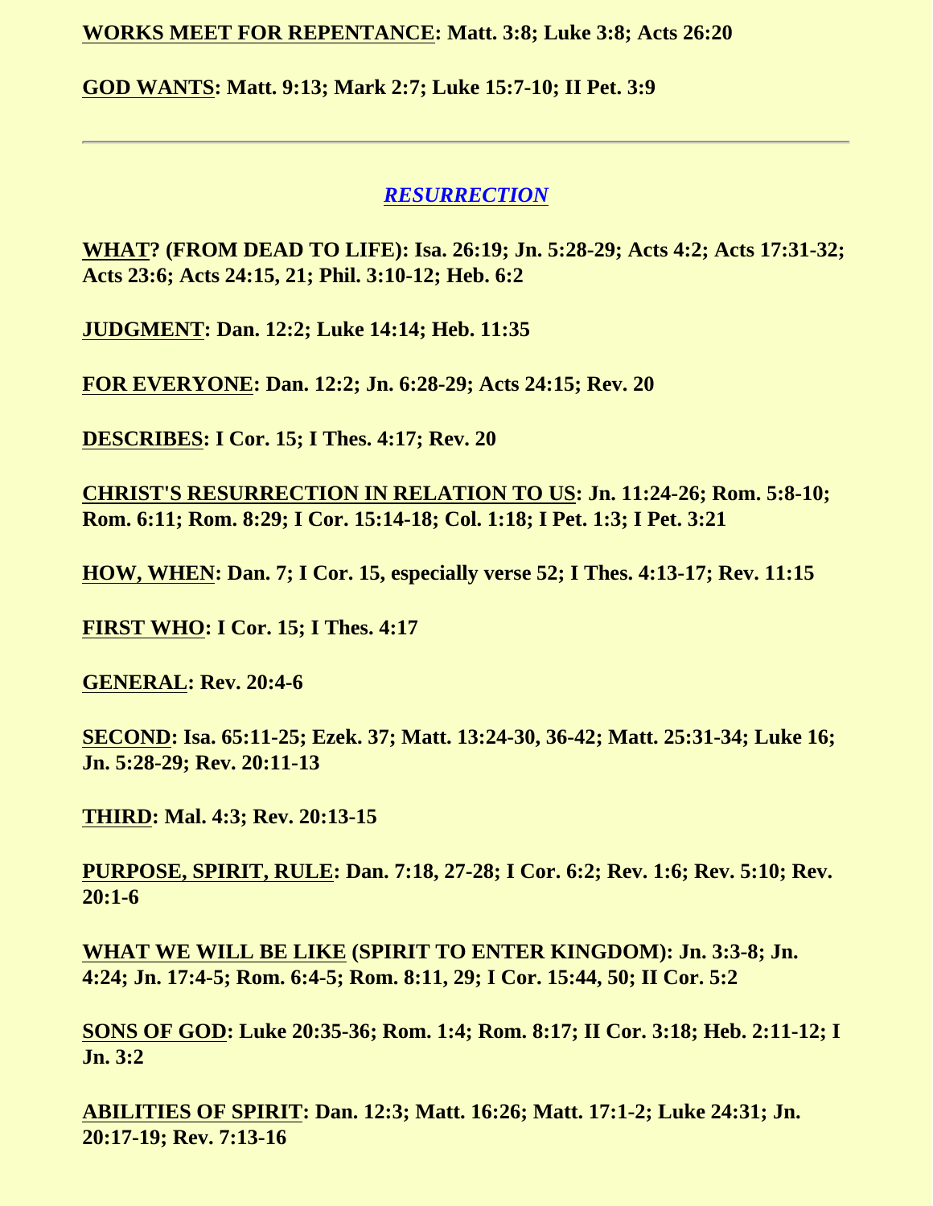**WORKS MEET FOR REPENTANCE: Matt. 3:8; Luke 3:8; Acts 26:20**

**GOD WANTS: Matt. 9:13; Mark 2:7; Luke 15:7-10; II Pet. 3:9**

---

## *RESURRECTION*

**WHAT? (FROM DEAD TO LIFE): Isa. 26:19; Jn. 5:28-29; Acts 4:2; Acts 17:31-32; Acts 23:6; Acts 24:15, 21; Phil. 3:10-12; Heb. 6:2**

**JUDGMENT: Dan. 12:2; Luke 14:14; Heb. 11:35**

**FOR EVERYONE: Dan. 12:2; Jn. 6:28-29; Acts 24:15; Rev. 20**

**DESCRIBES: I Cor. 15; I Thes. 4:17; Rev. 20**

**CHRIST'S RESURRECTION IN RELATION TO US: Jn. 11:24-26; Rom. 5:8-10; Rom. 6:11; Rom. 8:29; I Cor. 15:14-18; Col. 1:18; I Pet. 1:3; I Pet. 3:21**

**HOW, WHEN: Dan. 7; I Cor. 15, especially verse 52; I Thes. 4:13-17; Rev. 11:15**

**FIRST WHO: I Cor. 15; I Thes. 4:17**

**GENERAL: Rev. 20:4-6**

**SECOND: Isa. 65:11-25; Ezek. 37; Matt. 13:24-30, 36-42; Matt. 25:31-34; Luke 16; Jn. 5:28-29; Rev. 20:11-13**

**THIRD: Mal. 4:3; Rev. 20:13-15**

**PURPOSE, SPIRIT, RULE: Dan. 7:18, 27-28; I Cor. 6:2; Rev. 1:6; Rev. 5:10; Rev. 20:1-6**

**WHAT WE WILL BE LIKE (SPIRIT TO ENTER KINGDOM): Jn. 3:3-8; Jn. 4:24; Jn. 17:4-5; Rom. 6:4-5; Rom. 8:11, 29; I Cor. 15:44, 50; II Cor. 5:2**

**SONS OF GOD: Luke 20:35-36; Rom. 1:4; Rom. 8:17; II Cor. 3:18; Heb. 2:11-12; I Jn. 3:2**

**ABILITIES OF SPIRIT: Dan. 12:3; Matt. 16:26; Matt. 17:1-2; Luke 24:31; Jn. 20:17-19; Rev. 7:13-16**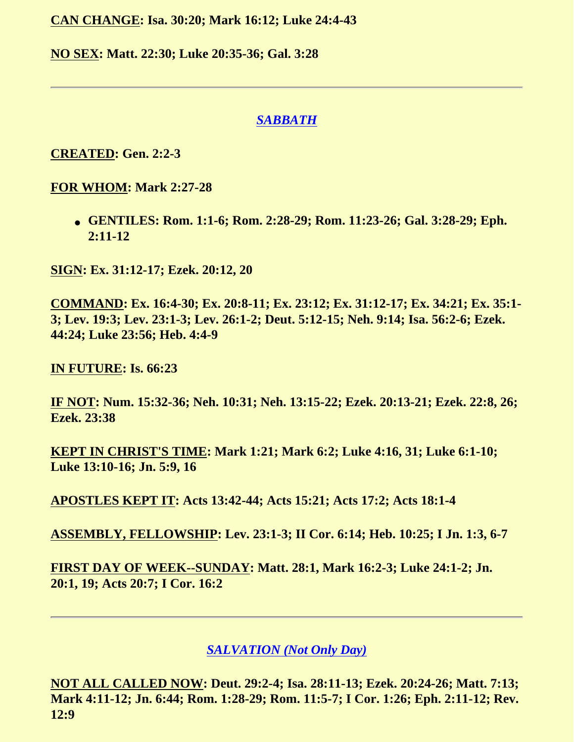**<u>CAN CHANGE</u>: Isa. 30:20; Mark 16:12; Luke 24:4-43**

**<u>NO SEX</u>: Matt. 22:30; Luke 20:35-36; Gal. 3:28**

---

## *SABBATH*

**<u>CREATED</u>: Gen. 2:2-3**

**<u>FOR WHOM</u>: Mark 2:27-28**

- **GENTILES: Rom. 1:1-6; Rom. 2:28-29; Rom. 11:23-26; Gal. 3:28-29; Eph. 2:11-12**

**<u>SIGN</u>: Ex. 31:12-17; Ezek. 20:12, 20**

**<u>COMMAND</u>: Ex. 16:4-30; Ex. 20:8-11; Ex. 23:12; Ex. 31:12-17; Ex. 34:21; Ex. 35:1-3; Lev. 19:3; Lev. 23:1-3; Lev. 26:1-2; Deut. 5:12-15; Neh. 9:14; Isa. 56:2-6; Ezek. 44:24; Luke 23:56; Heb. 4:4-9**

**<u>IN FUTURE</u>: Is. 66:23**

**<u>IF NOT</u>: Num. 15:32-36; Neh. 10:31; Neh. 13:15-22; Ezek. 20:13-21; Ezek. 22:8, 26; Ezek. 23:38**

**<u>KEPT IN CHRIST'S TIME</u>: Mark 1:21; Mark 6:2; Luke 4:16, 31; Luke 6:1-10; Luke 13:10-16; Jn. 5:9, 16**

**<u>APOSTLES KEPT IT</u>: Acts 13:42-44; Acts 15:21; Acts 17:2; Acts 18:1-4**

**<u>ASSEMBLY, FELLOWSHIP</u>: Lev. 23:1-3; II Cor. 6:14; Heb. 10:25; I Jn. 1:3, 6-7**

**<u>FIRST DAY OF WEEK--SUNDAY</u>: Matt. 28:1, Mark 16:2-3; Luke 24:1-2; Jn. 20:1, 19; Acts 20:7; I Cor. 16:2**

---

## *SALVATION (Not Only Day)*

**<u>NOT ALL CALLED NOW</u>: Deut. 29:2-4; Isa. 28:11-13; Ezek. 20:24-26; Matt. 7:13; Mark 4:11-12; Jn. 6:44; Rom. 1:28-29; Rom. 11:5-7; I Cor. 1:26; Eph. 2:11-12; Rev. 12:9**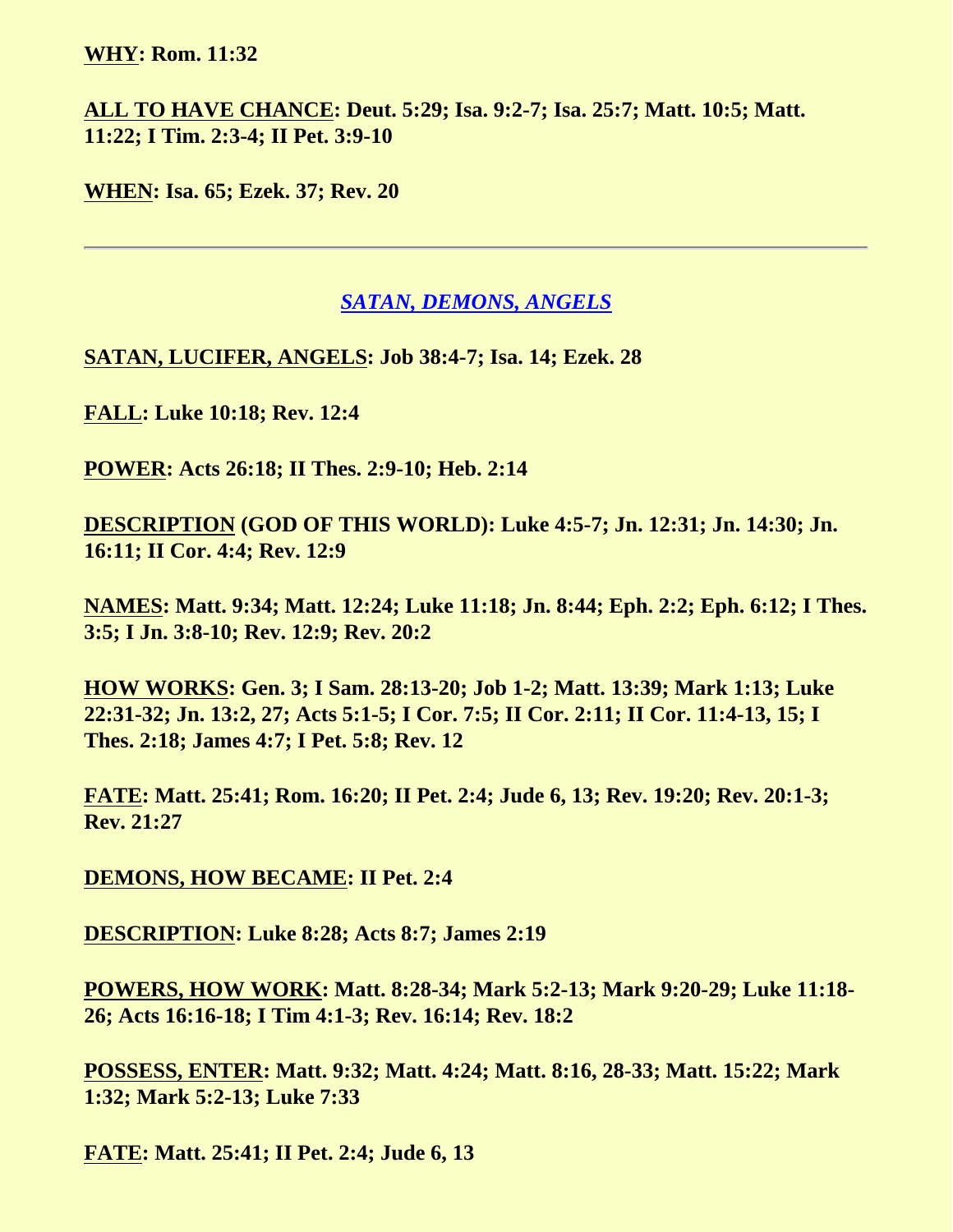**WHY: Rom. 11:32**

**ALL TO HAVE CHANCE: Deut. 5:29; Isa. 9:2-7; Isa. 25:7; Matt. 10:5; Matt. 11:22; I Tim. 2:3-4; II Pet. 3:9-10**

**WHEN: Isa. 65; Ezek. 37; Rev. 20**

---

## *SATAN, DEMONS, ANGELS*

**SATAN, LUCIFER, ANGELS: Job 38:4-7; Isa. 14; Ezek. 28**

**FALL: Luke 10:18; Rev. 12:4**

**POWER: Acts 26:18; II Thes. 2:9-10; Heb. 2:14**

**DESCRIPTION (GOD OF THIS WORLD): Luke 4:5-7; Jn. 12:31; Jn. 14:30; Jn. 16:11; II Cor. 4:4; Rev. 12:9**

**NAMES: Matt. 9:34; Matt. 12:24; Luke 11:18; Jn. 8:44; Eph. 2:2; Eph. 6:12; I Thes. 3:5; I Jn. 3:8-10; Rev. 12:9; Rev. 20:2**

**HOW WORKS: Gen. 3; I Sam. 28:13-20; Job 1-2; Matt. 13:39; Mark 1:13; Luke 22:31-32; Jn. 13:2, 27; Acts 5:1-5; I Cor. 7:5; II Cor. 2:11; II Cor. 11:4-13, 15; I Thes. 2:18; James 4:7; I Pet. 5:8; Rev. 12**

**FATE: Matt. 25:41; Rom. 16:20; II Pet. 2:4; Jude 6, 13; Rev. 19:20; Rev. 20:1-3; Rev. 21:27**

**DEMONS, HOW BECAME: II Pet. 2:4**

**DESCRIPTION: Luke 8:28; Acts 8:7; James 2:19**

**POWERS, HOW WORK: Matt. 8:28-34; Mark 5:2-13; Mark 9:20-29; Luke 11:18-26; Acts 16:16-18; I Tim 4:1-3; Rev. 16:14; Rev. 18:2**

**POSSESS, ENTER: Matt. 9:32; Matt. 4:24; Matt. 8:16, 28-33; Matt. 15:22; Mark 1:32; Mark 5:2-13; Luke 7:33**

**FATE: Matt. 25:41; II Pet. 2:4; Jude 6, 13**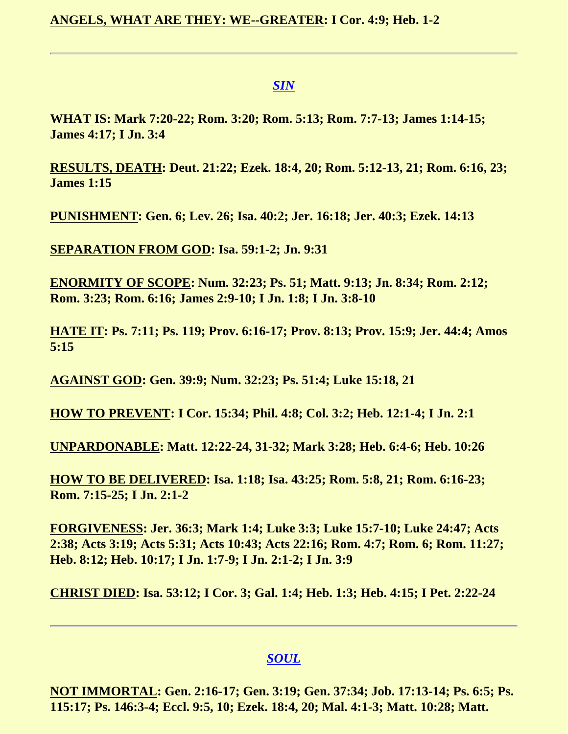**ANGELS, WHAT ARE THEY: WE--GREATER: I Cor. 4:9; Heb. 1-2**

---

## *SIN*

**WHAT IS: Mark 7:20-22; Rom. 3:20; Rom. 5:13; Rom. 7:7-13; James 1:14-15; James 4:17; I Jn. 3:4**

**RESULTS, DEATH: Deut. 21:22; Ezek. 18:4, 20; Rom. 5:12-13, 21; Rom. 6:16, 23; James 1:15**

**PUNISHMENT: Gen. 6; Lev. 26; Isa. 40:2; Jer. 16:18; Jer. 40:3; Ezek. 14:13**

**SEPARATION FROM GOD: Isa. 59:1-2; Jn. 9:31**

**ENORMITY OF SCOPE: Num. 32:23; Ps. 51; Matt. 9:13; Jn. 8:34; Rom. 2:12; Rom. 3:23; Rom. 6:16; James 2:9-10; I Jn. 1:8; I Jn. 3:8-10**

**HATE IT: Ps. 7:11; Ps. 119; Prov. 6:16-17; Prov. 8:13; Prov. 15:9; Jer. 44:4; Amos 5:15**

**AGAINST GOD: Gen. 39:9; Num. 32:23; Ps. 51:4; Luke 15:18, 21**

**HOW TO PREVENT: I Cor. 15:34; Phil. 4:8; Col. 3:2; Heb. 12:1-4; I Jn. 2:1**

**UNPARDONABLE: Matt. 12:22-24, 31-32; Mark 3:28; Heb. 6:4-6; Heb. 10:26**

**HOW TO BE DELIVERED: Isa. 1:18; Isa. 43:25; Rom. 5:8, 21; Rom. 6:16-23; Rom. 7:15-25; I Jn. 2:1-2**

**FORGIVENESS: Jer. 36:3; Mark 1:4; Luke 3:3; Luke 15:7-10; Luke 24:47; Acts 2:38; Acts 3:19; Acts 5:31; Acts 10:43; Acts 22:16; Rom. 4:7; Rom. 6; Rom. 11:27; Heb. 8:12; Heb. 10:17; I Jn. 1:7-9; I Jn. 2:1-2; I Jn. 3:9**

**CHRIST DIED: Isa. 53:12; I Cor. 3; Gal. 1:4; Heb. 1:3; Heb. 4:15; I Pet. 2:22-24**

---

## *SOUL*

**NOT IMMORTAL: Gen. 2:16-17; Gen. 3:19; Gen. 37:34; Job. 17:13-14; Ps. 6:5; Ps. 115:17; Ps. 146:3-4; Eccl. 9:5, 10; Ezek. 18:4, 20; Mal. 4:1-3; Matt. 10:28; Matt.**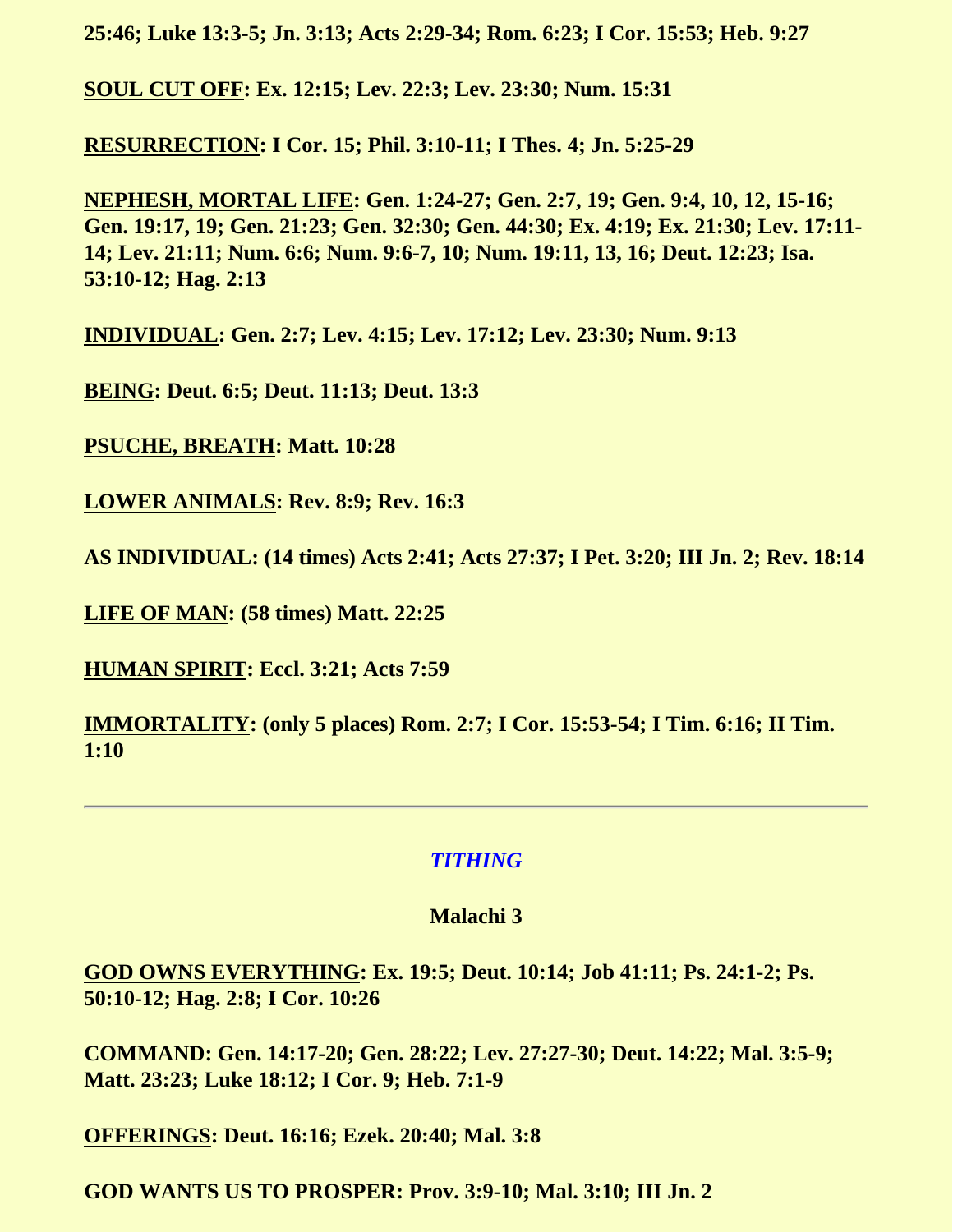**25:46; Luke 13:3-5; Jn. 3:13; Acts 2:29-34; Rom. 6:23; I Cor. 15:53; Heb. 9:27**

**<u>SOUL CUT OFF</u>: Ex. 12:15; Lev. 22:3; Lev. 23:30; Num. 15:31**

**<u>RESURRECTION</u>: I Cor. 15; Phil. 3:10-11; I Thes. 4; Jn. 5:25-29**

**<u>NEPHESH, MORTAL LIFE</u>: Gen. 1:24-27; Gen. 2:7, 19; Gen. 9:4, 10, 12, 15-16; Gen. 19:17, 19; Gen. 21:23; Gen. 32:30; Gen. 44:30; Ex. 4:19; Ex. 21:30; Lev. 17:11-14; Lev. 21:11; Num. 6:6; Num. 9:6-7, 10; Num. 19:11, 13, 16; Deut. 12:23; Isa. 53:10-12; Hag. 2:13**

**<u>INDIVIDUAL</u>: Gen. 2:7; Lev. 4:15; Lev. 17:12; Lev. 23:30; Num. 9:13**

**<u>BEING</u>: Deut. 6:5; Deut. 11:13; Deut. 13:3**

**<u>PSUCHE, BREATH</u>: Matt. 10:28**

**<u>LOWER ANIMALS</u>: Rev. 8:9; Rev. 16:3**

**<u>AS INDIVIDUAL</u>: (14 times) Acts 2:41; Acts 27:37; I Pet. 3:20; III Jn. 2; Rev. 18:14**

**<u>LIFE OF MAN</u>: (58 times) Matt. 22:25**

**<u>HUMAN SPIRIT</u>: Eccl. 3:21; Acts 7:59**

**<u>IMMORTALITY</u>: (only 5 places) Rom. 2:7; I Cor. 15:53-54; I Tim. 6:16; II Tim. 1:10**

---

## *TITHING*

**Malachi 3**

**<u>GOD OWNS EVERYTHING</u>: Ex. 19:5; Deut. 10:14; Job 41:11; Ps. 24:1-2; Ps. 50:10-12; Hag. 2:8; I Cor. 10:26**

**<u>COMMAND</u>: Gen. 14:17-20; Gen. 28:22; Lev. 27:27-30; Deut. 14:22; Mal. 3:5-9; Matt. 23:23; Luke 18:12; I Cor. 9; Heb. 7:1-9**

**<u>OFFERINGS</u>: Deut. 16:16; Ezek. 20:40; Mal. 3:8**

**<u>GOD WANTS US TO PROSPER</u>: Prov. 3:9-10; Mal. 3:10; III Jn. 2**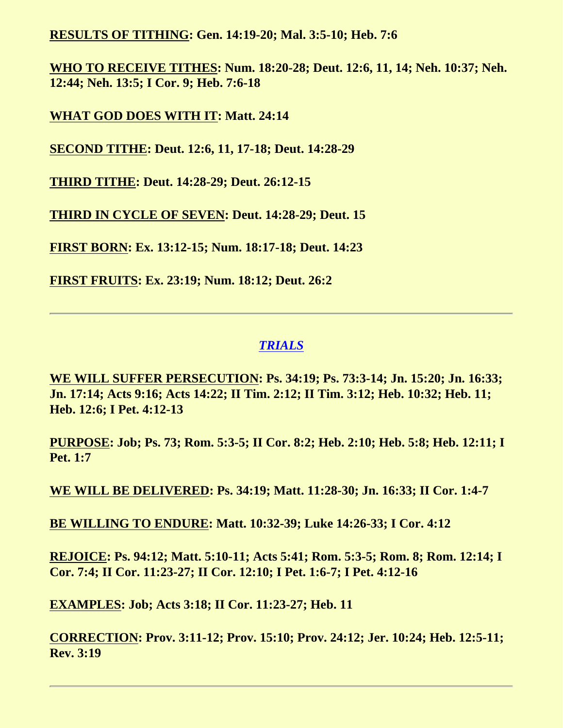**RESULTS OF TITHING: Gen. 14:19-20; Mal. 3:5-10; Heb. 7:6**

**WHO TO RECEIVE TITHES: Num. 18:20-28; Deut. 12:6, 11, 14; Neh. 10:37; Neh. 12:44; Neh. 13:5; I Cor. 9; Heb. 7:6-18**

**WHAT GOD DOES WITH IT: Matt. 24:14**

**SECOND TITHE: Deut. 12:6, 11, 17-18; Deut. 14:28-29**

**THIRD TITHE: Deut. 14:28-29; Deut. 26:12-15**

**THIRD IN CYCLE OF SEVEN: Deut. 14:28-29; Deut. 15**

**FIRST BORN: Ex. 13:12-15; Num. 18:17-18; Deut. 14:23**

**FIRST FRUITS: Ex. 23:19; Num. 18:12; Deut. 26:2**

---

## *TRIALS*

**WE WILL SUFFER PERSECUTION: Ps. 34:19; Ps. 73:3-14; Jn. 15:20; Jn. 16:33; Jn. 17:14; Acts 9:16; Acts 14:22; II Tim. 2:12; II Tim. 3:12; Heb. 10:32; Heb. 11; Heb. 12:6; I Pet. 4:12-13**

**PURPOSE: Job; Ps. 73; Rom. 5:3-5; II Cor. 8:2; Heb. 2:10; Heb. 5:8; Heb. 12:11; I Pet. 1:7**

**WE WILL BE DELIVERED: Ps. 34:19; Matt. 11:28-30; Jn. 16:33; II Cor. 1:4-7**

**BE WILLING TO ENDURE: Matt. 10:32-39; Luke 14:26-33; I Cor. 4:12**

**REJOICE: Ps. 94:12; Matt. 5:10-11; Acts 5:41; Rom. 5:3-5; Rom. 8; Rom. 12:14; I Cor. 7:4; II Cor. 11:23-27; II Cor. 12:10; I Pet. 1:6-7; I Pet. 4:12-16**

**EXAMPLES: Job; Acts 3:18; II Cor. 11:23-27; Heb. 11**

**CORRECTION: Prov. 3:11-12; Prov. 15:10; Prov. 24:12; Jer. 10:24; Heb. 12:5-11; Rev. 3:19**

---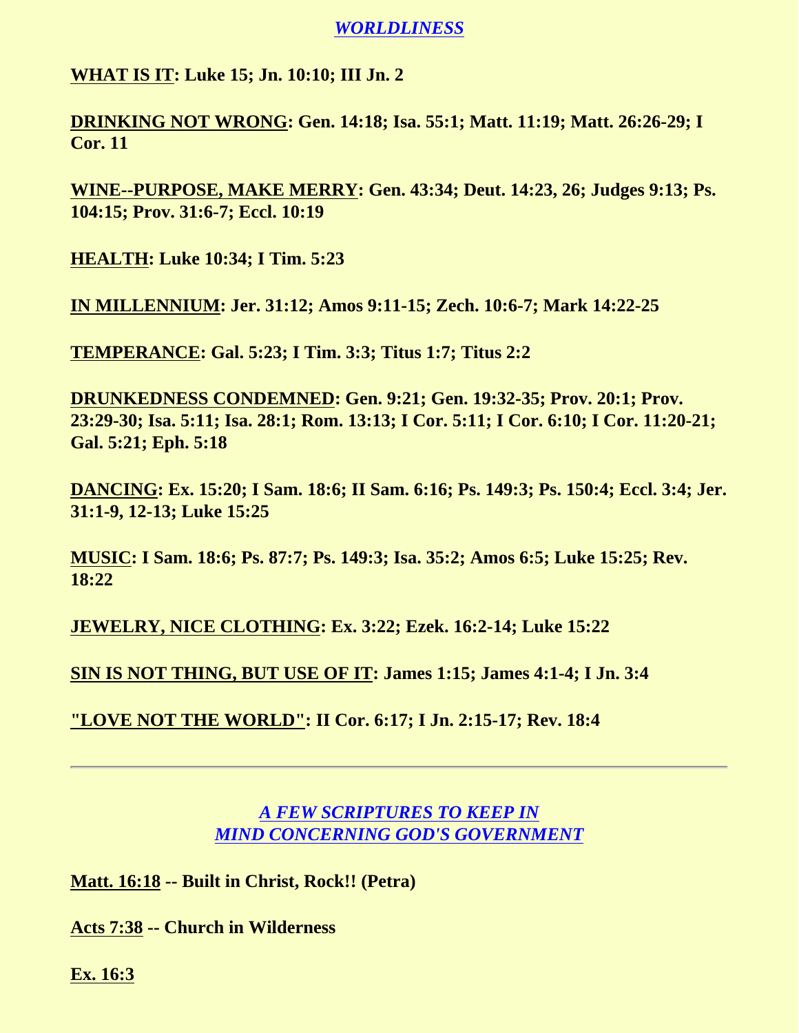## *WORLDLINESS*

**WHAT IS IT: Luke 15; Jn. 10:10; III Jn. 2**

**DRINKING NOT WRONG: Gen. 14:18; Isa. 55:1; Matt. 11:19; Matt. 26:26-29; I Cor. 11**

**WINE--PURPOSE, MAKE MERRY: Gen. 43:34; Deut. 14:23, 26; Judges 9:13; Ps. 104:15; Prov. 31:6-7; Eccl. 10:19**

**HEALTH: Luke 10:34; I Tim. 5:23**

**IN MILLENNIUM: Jer. 31:12; Amos 9:11-15; Zech. 10:6-7; Mark 14:22-25**

**TEMPERANCE: Gal. 5:23; I Tim. 3:3; Titus 1:7; Titus 2:2**

**DRUNKEDNESS CONDEMNED: Gen. 9:21; Gen. 19:32-35; Prov. 20:1; Prov. 23:29-30; Isa. 5:11; Isa. 28:1; Rom. 13:13; I Cor. 5:11; I Cor. 6:10; I Cor. 11:20-21; Gal. 5:21; Eph. 5:18**

**DANCING: Ex. 15:20; I Sam. 18:6; II Sam. 6:16; Ps. 149:3; Ps. 150:4; Eccl. 3:4; Jer. 31:1-9, 12-13; Luke 15:25**

**MUSIC: I Sam. 18:6; Ps. 87:7; Ps. 149:3; Isa. 35:2; Amos 6:5; Luke 15:25; Rev. 18:22**

**JEWELRY, NICE CLOTHING: Ex. 3:22; Ezek. 16:2-14; Luke 15:22**

**SIN IS NOT THING, BUT USE OF IT: James 1:15; James 4:1-4; I Jn. 3:4**

**"LOVE NOT THE WORLD": II Cor. 6:17; I Jn. 2:15-17; Rev. 18:4**

---

## *A FEW SCRIPTURES TO KEEP IN MIND CONCERNING GOD'S GOVERNMENT*

**Matt. 16:18 -- Built in Christ, Rock!! (Petra)**

**Acts 7:38 -- Church in Wilderness**

**Ex. 16:3**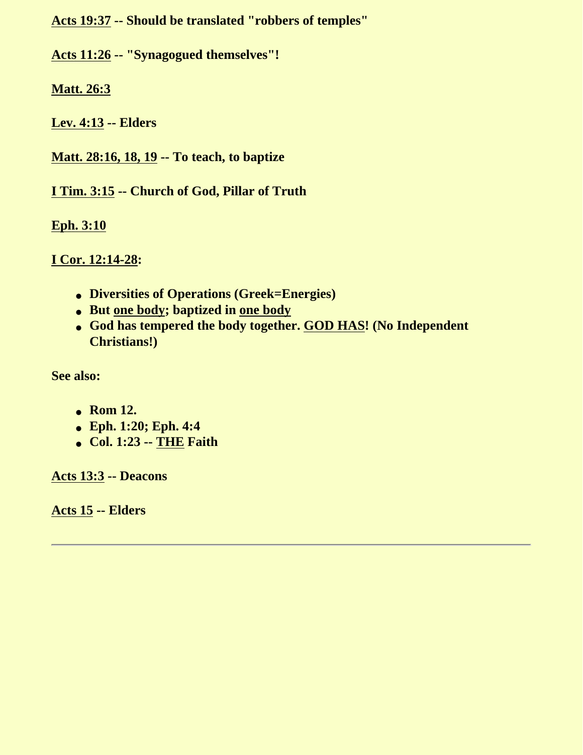**Acts 19:37 -- Should be translated "robbers of temples"**

**Acts 11:26 -- "Synagogued themselves"!**

**Matt. 26:3**

**Lev. 4:13 -- Elders**

**Matt. 28:16, 18, 19 -- To teach, to baptize**

**I Tim. 3:15 -- Church of God, Pillar of Truth**

**Eph. 3:10**

**I Cor. 12:14-28:**

- **Diversities of Operations (Greek=Energies)**
- **But one body; baptized in one body**
- **God has tempered the body together. GOD HAS! (No Independent Christians!)**

**See also:**

- **Rom 12.**
- **Eph. 1:20; Eph. 4:4**
- **Col. 1:23 -- THE Faith**

**Acts 13:3 -- Deacons**

**Acts 15 -- Elders**

---